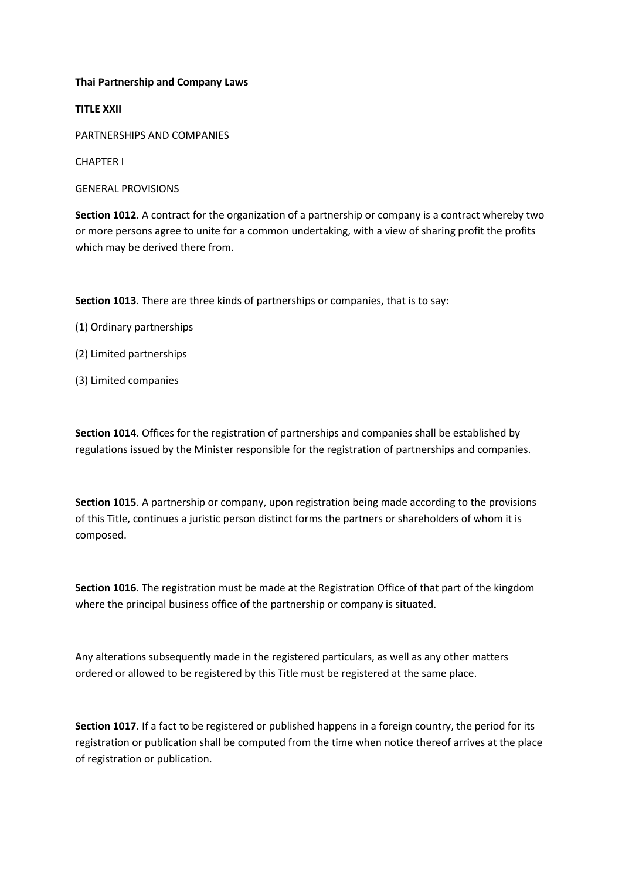**Thai Partnership and Company Laws**

**TITLE XXII**

PARTNERSHIPS AND COMPANIES

CHAPTER I

GENERAL PROVISIONS

**Section 1012**. A contract for the organization of a partnership or company is a contract whereby two or more persons agree to unite for a common undertaking, with a view of sharing profit the profits which may be derived there from.

**Section 1013**. There are three kinds of partnerships or companies, that is to say:

(1) Ordinary partnerships

(2) Limited partnerships

(3) Limited companies

**Section 1014**. Offices for the registration of partnerships and companies shall be established by regulations issued by the Minister responsible for the registration of partnerships and companies.

**Section 1015**. A partnership or company, upon registration being made according to the provisions of this Title, continues a juristic person distinct forms the partners or shareholders of whom it is composed.

**Section 1016**. The registration must be made at the Registration Office of that part of the kingdom where the principal business office of the partnership or company is situated.

Any alterations subsequently made in the registered particulars, as well as any other matters ordered or allowed to be registered by this Title must be registered at the same place.

**Section 1017**. If a fact to be registered or published happens in a foreign country, the period for its registration or publication shall be computed from the time when notice thereof arrives at the place of registration or publication.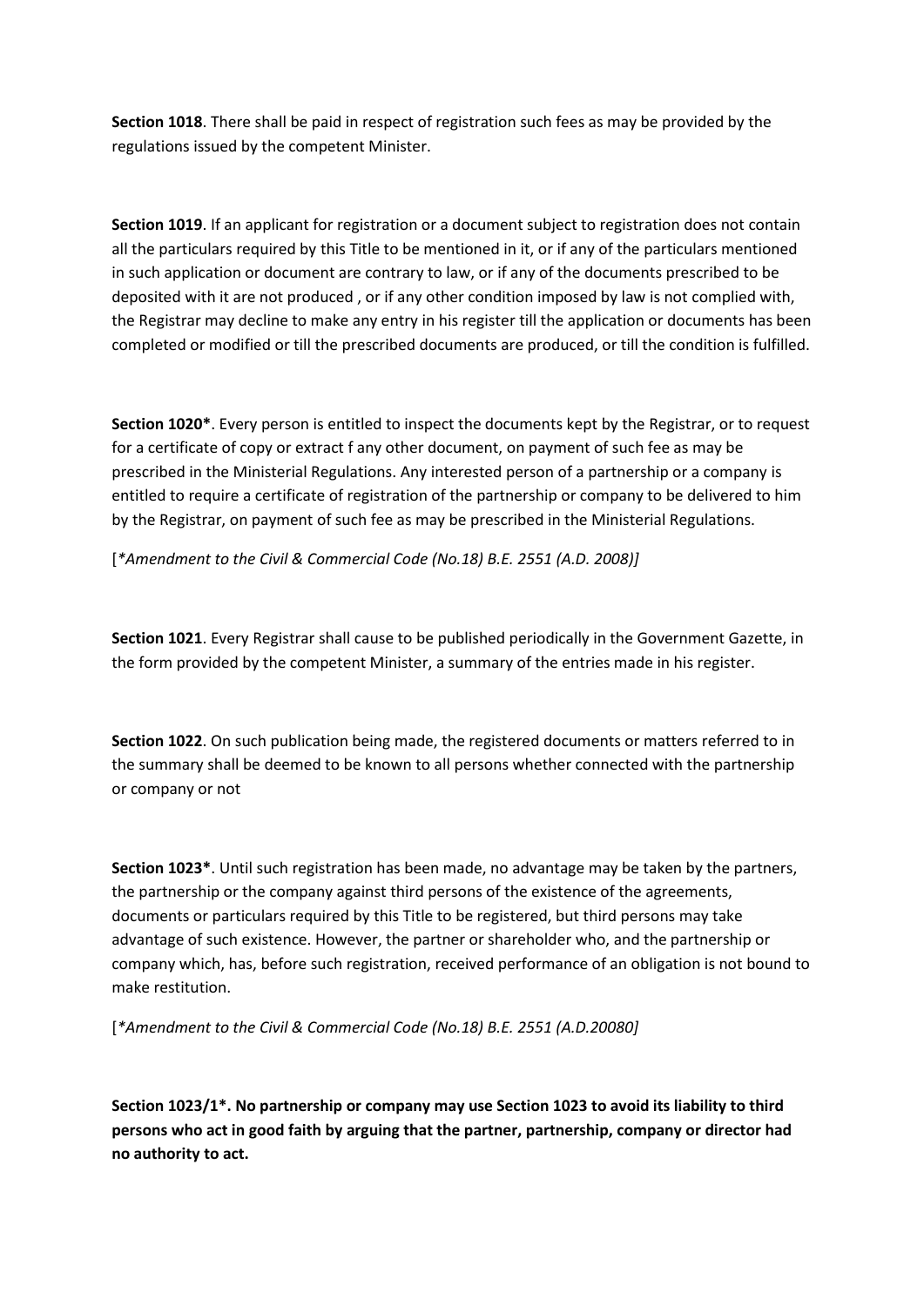**Section 1018**. There shall be paid in respect of registration such fees as may be provided by the regulations issued by the competent Minister.

**Section 1019**. If an applicant for registration or a document subject to registration does not contain all the particulars required by this Title to be mentioned in it, or if any of the particulars mentioned in such application or document are contrary to law, or if any of the documents prescribed to be deposited with it are not produced , or if any other condition imposed by law is not complied with, the Registrar may decline to make any entry in his register till the application or documents has been completed or modified or till the prescribed documents are produced, or till the condition is fulfilled.

**Section 1020***. Every person is entitled to inspect the documents kept by the Registrar, or to request for a certificate of copy or extract f any other document, on payment of such fee as may be prescribed in the Ministerial Regulations. Any interested person of a partnership or a company is entitled to require a certificate of registration of the partnership or company to be delivered to him by the Registrar, on payment of such fee as may be prescribed in the Ministerial Regulations.

[*\*Amendment to the Civil & Commercial Code (No.18) B.E. 2551 (A.D. 2008)]*

**Section 1021**. Every Registrar shall cause to be published periodically in the Government Gazette, in the form provided by the competent Minister, a summary of the entries made in his register.

**Section 1022**. On such publication being made, the registered documents or matters referred to in the summary shall be deemed to be known to all persons whether connected with the partnership or company or not

**Section 1023***. Until such registration has been made, no advantage may be taken by the partners, the partnership or the company against third persons of the existence of the agreements, documents or particulars required by this Title to be registered, but third persons may take advantage of such existence. However, the partner or shareholder who, and the partnership or company which, has, before such registration, received performance of an obligation is not bound to make restitution.

[*\*Amendment to the Civil & Commercial Code (No.18) B.E. 2551 (A.D.20080]*

**Section 1023/1*. No partnership or company may use Section 1023 to avoid its liability to third persons who act in good faith by arguing that the partner, partnership, company or director had no authority to act.**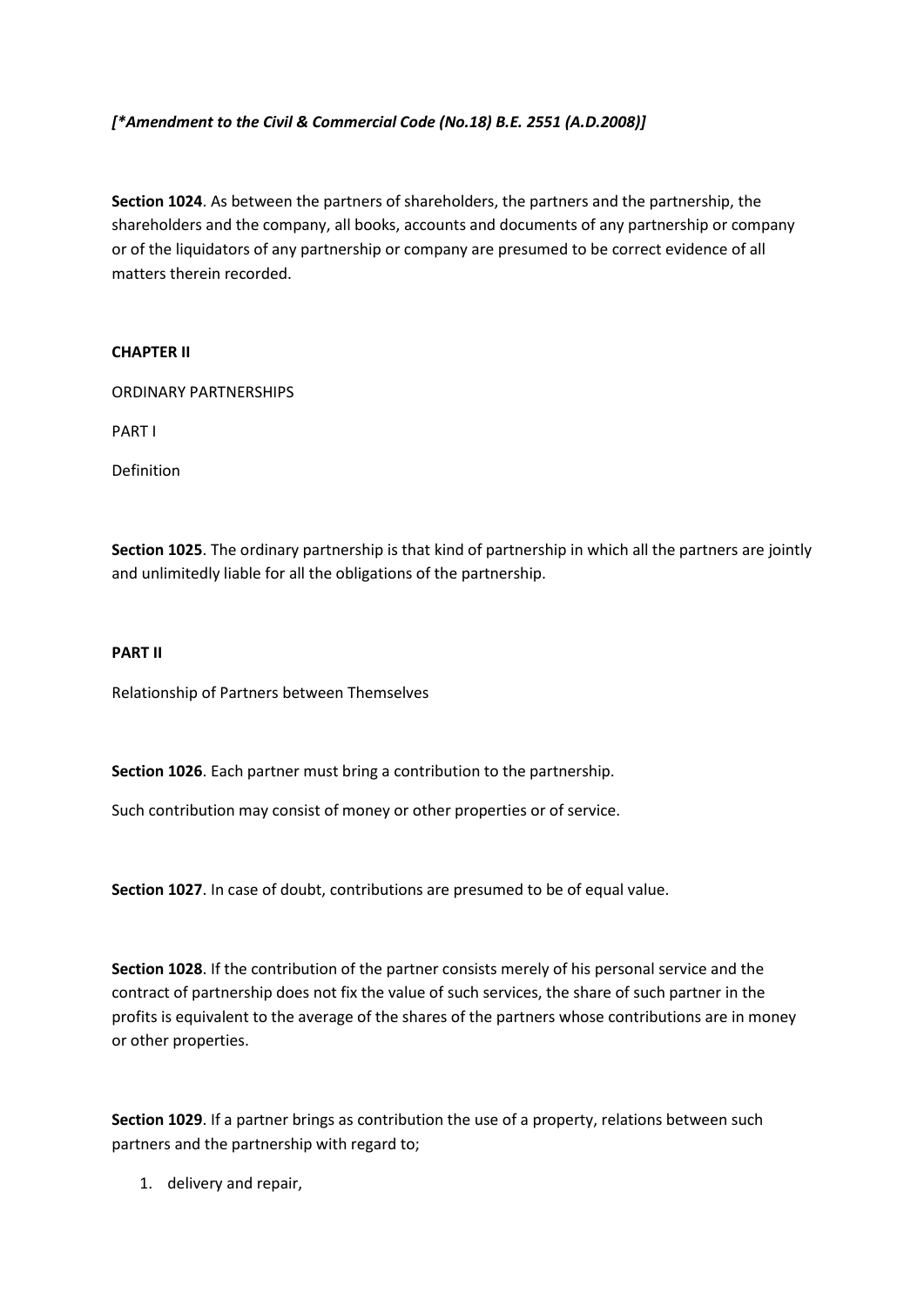*[*Amendment to the Civil & Commercial Code (No.18) B.E. 2551 (A.D.2008)]*

**Section 1024**. As between the partners of shareholders, the partners and the partnership, the shareholders and the company, all books, accounts and documents of any partnership or company or of the liquidators of any partnership or company are presumed to be correct evidence of all matters therein recorded.

**CHAPTER II**

ORDINARY PARTNERSHIPS

PART I

Definition

**Section 1025**. The ordinary partnership is that kind of partnership in which all the partners are jointly and unlimitedly liable for all the obligations of the partnership.

**PART II**

Relationship of Partners between Themselves

**Section 1026**. Each partner must bring a contribution to the partnership.

Such contribution may consist of money or other properties or of service.

**Section 1027**. In case of doubt, contributions are presumed to be of equal value.

**Section 1028**. If the contribution of the partner consists merely of his personal service and the contract of partnership does not fix the value of such services, the share of such partner in the profits is equivalent to the average of the shares of the partners whose contributions are in money or other properties.

**Section 1029**. If a partner brings as contribution the use of a property, relations between such partners and the partnership with regard to;

1. delivery and repair,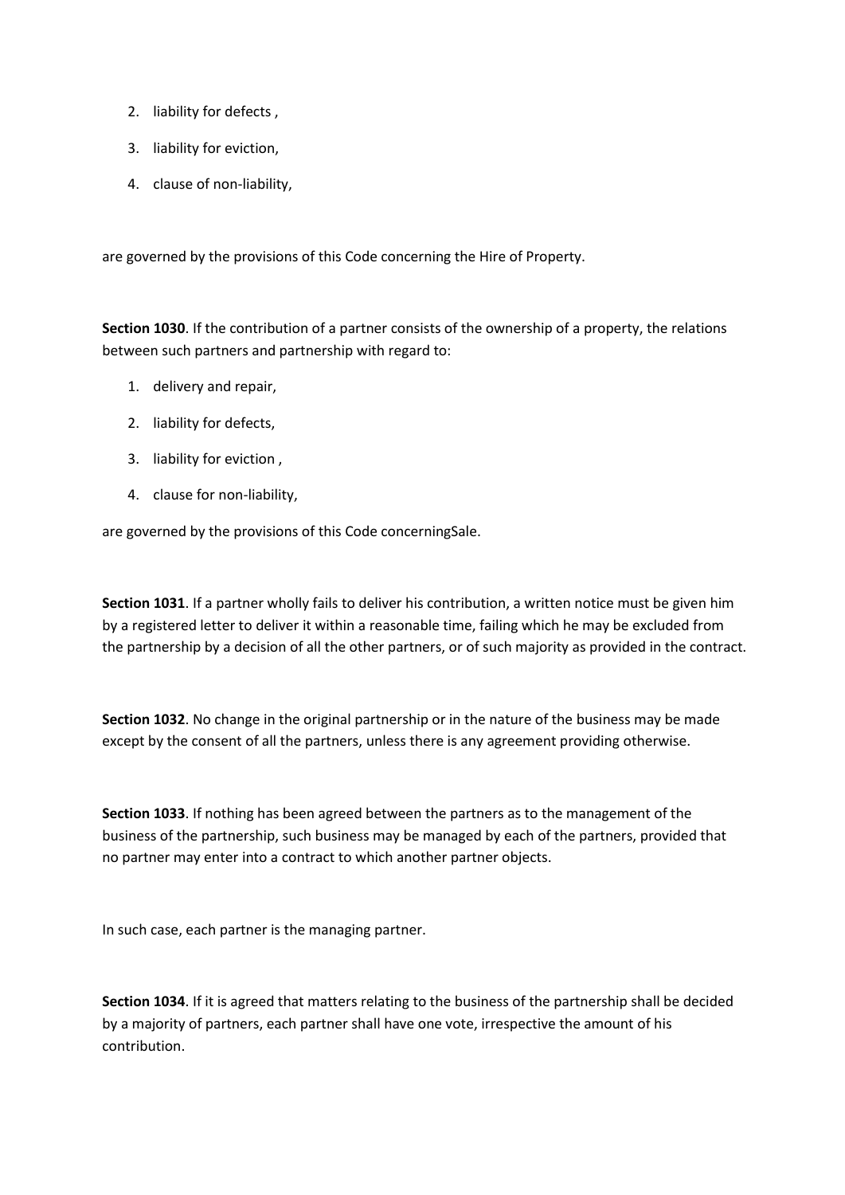2. liability for defects ,
3. liability for eviction,
4. clause of non-liability,

are governed by the provisions of this Code concerning the Hire of Property.

**Section 1030**. If the contribution of a partner consists of the ownership of a property, the relations between such partners and partnership with regard to:

1. delivery and repair,
2. liability for defects,
3. liability for eviction ,
4. clause for non-liability,

are governed by the provisions of this Code concerningSale.

**Section 1031**. If a partner wholly fails to deliver his contribution, a written notice must be given him by a registered letter to deliver it within a reasonable time, failing which he may be excluded from the partnership by a decision of all the other partners, or of such majority as provided in the contract.

**Section 1032**. No change in the original partnership or in the nature of the business may be made except by the consent of all the partners, unless there is any agreement providing otherwise.

**Section 1033**. If nothing has been agreed between the partners as to the management of the business of the partnership, such business may be managed by each of the partners, provided that no partner may enter into a contract to which another partner objects.

In such case, each partner is the managing partner.

**Section 1034**. If it is agreed that matters relating to the business of the partnership shall be decided by a majority of partners, each partner shall have one vote, irrespective the amount of his contribution.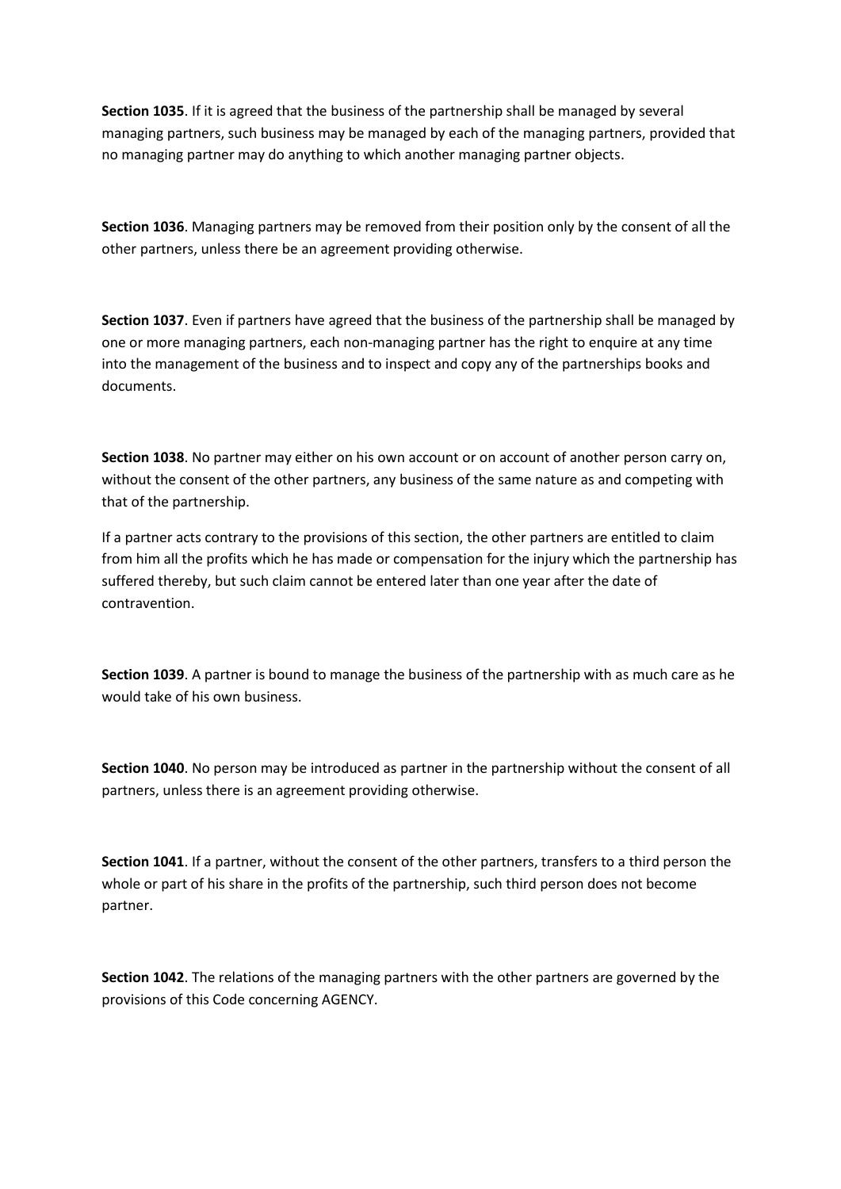**Section 1035**. If it is agreed that the business of the partnership shall be managed by several managing partners, such business may be managed by each of the managing partners, provided that no managing partner may do anything to which another managing partner objects.

**Section 1036**. Managing partners may be removed from their position only by the consent of all the other partners, unless there be an agreement providing otherwise.

**Section 1037**. Even if partners have agreed that the business of the partnership shall be managed by one or more managing partners, each non-managing partner has the right to enquire at any time into the management of the business and to inspect and copy any of the partnerships books and documents.

**Section 1038**. No partner may either on his own account or on account of another person carry on, without the consent of the other partners, any business of the same nature as and competing with that of the partnership.

If a partner acts contrary to the provisions of this section, the other partners are entitled to claim from him all the profits which he has made or compensation for the injury which the partnership has suffered thereby, but such claim cannot be entered later than one year after the date of contravention.

**Section 1039**. A partner is bound to manage the business of the partnership with as much care as he would take of his own business.

**Section 1040**. No person may be introduced as partner in the partnership without the consent of all partners, unless there is an agreement providing otherwise.

**Section 1041**. If a partner, without the consent of the other partners, transfers to a third person the whole or part of his share in the profits of the partnership, such third person does not become partner.

**Section 1042**. The relations of the managing partners with the other partners are governed by the provisions of this Code concerning AGENCY.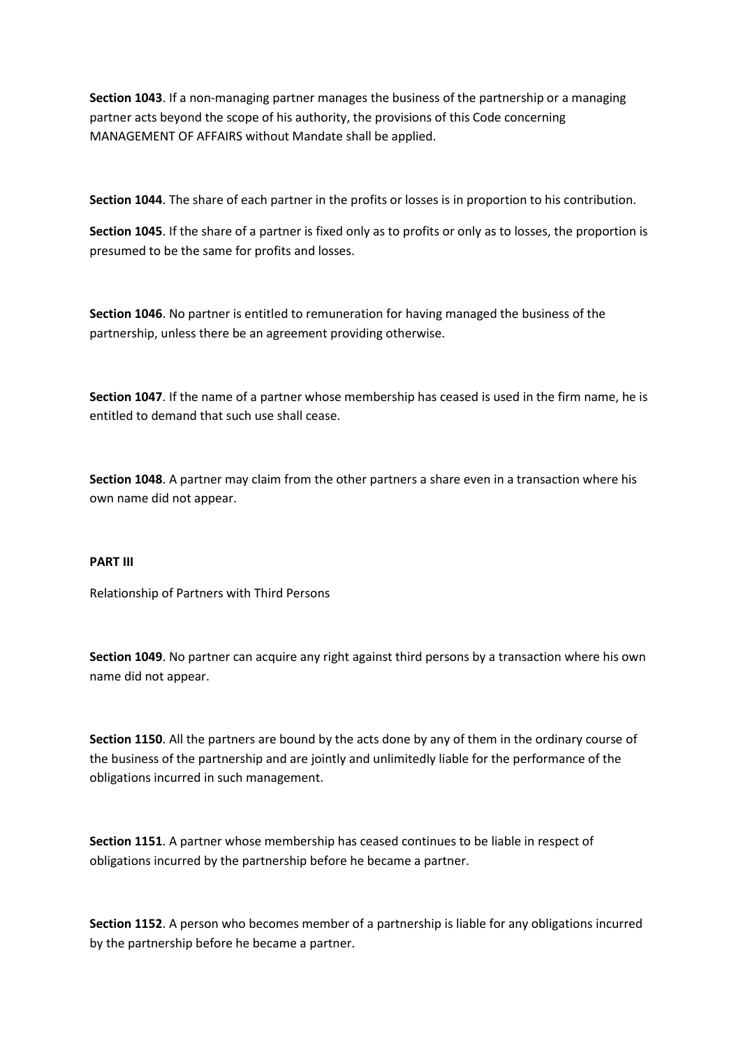**Section 1043**. If a non-managing partner manages the business of the partnership or a managing partner acts beyond the scope of his authority, the provisions of this Code concerning MANAGEMENT OF AFFAIRS without Mandate shall be applied.

**Section 1044**. The share of each partner in the profits or losses is in proportion to his contribution.

**Section 1045**. If the share of a partner is fixed only as to profits or only as to losses, the proportion is presumed to be the same for profits and losses.

**Section 1046**. No partner is entitled to remuneration for having managed the business of the partnership, unless there be an agreement providing otherwise.

**Section 1047**. If the name of a partner whose membership has ceased is used in the firm name, he is entitled to demand that such use shall cease.

**Section 1048**. A partner may claim from the other partners a share even in a transaction where his own name did not appear.

**PART III**

Relationship of Partners with Third Persons

**Section 1049**. No partner can acquire any right against third persons by a transaction where his own name did not appear.

**Section 1150**. All the partners are bound by the acts done by any of them in the ordinary course of the business of the partnership and are jointly and unlimitedly liable for the performance of the obligations incurred in such management.

**Section 1151**. A partner whose membership has ceased continues to be liable in respect of obligations incurred by the partnership before he became a partner.

**Section 1152**. A person who becomes member of a partnership is liable for any obligations incurred by the partnership before he became a partner.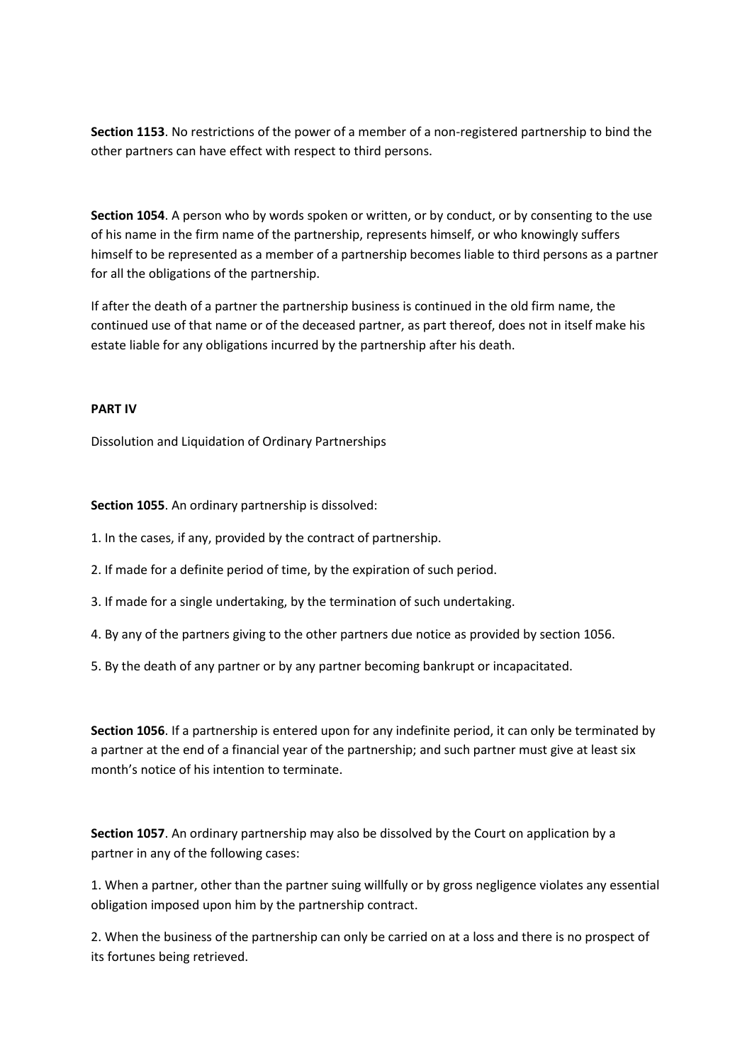**Section 1153**. No restrictions of the power of a member of a non-registered partnership to bind the other partners can have effect with respect to third persons.

**Section 1054**. A person who by words spoken or written, or by conduct, or by consenting to the use of his name in the firm name of the partnership, represents himself, or who knowingly suffers himself to be represented as a member of a partnership becomes liable to third persons as a partner for all the obligations of the partnership.

If after the death of a partner the partnership business is continued in the old firm name, the continued use of that name or of the deceased partner, as part thereof, does not in itself make his estate liable for any obligations incurred by the partnership after his death.

**PART IV**

Dissolution and Liquidation of Ordinary Partnerships

**Section 1055**. An ordinary partnership is dissolved:

1. In the cases, if any, provided by the contract of partnership.

2. If made for a definite period of time, by the expiration of such period.

3. If made for a single undertaking, by the termination of such undertaking.

4. By any of the partners giving to the other partners due notice as provided by section 1056.

5. By the death of any partner or by any partner becoming bankrupt or incapacitated.

**Section 1056**. If a partnership is entered upon for any indefinite period, it can only be terminated by a partner at the end of a financial year of the partnership; and such partner must give at least six month's notice of his intention to terminate.

**Section 1057**. An ordinary partnership may also be dissolved by the Court on application by a partner in any of the following cases:

1. When a partner, other than the partner suing willfully or by gross negligence violates any essential obligation imposed upon him by the partnership contract.

2. When the business of the partnership can only be carried on at a loss and there is no prospect of its fortunes being retrieved.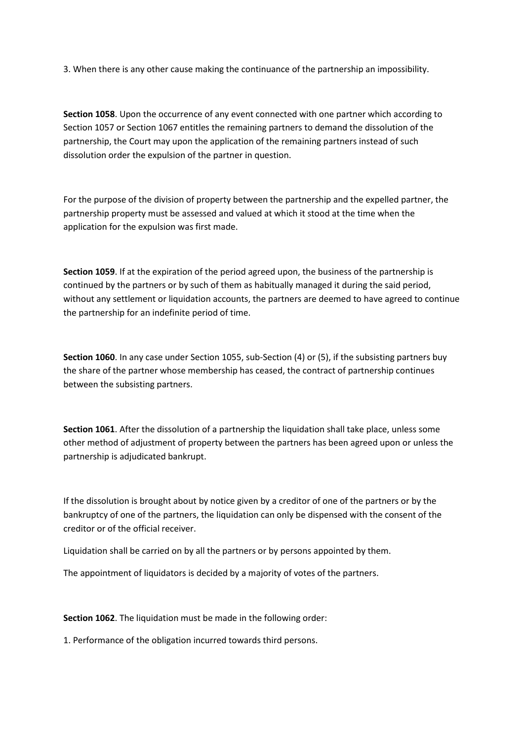3. When there is any other cause making the continuance of the partnership an impossibility.

**Section 1058**. Upon the occurrence of any event connected with one partner which according to Section 1057 or Section 1067 entitles the remaining partners to demand the dissolution of the partnership, the Court may upon the application of the remaining partners instead of such dissolution order the expulsion of the partner in question.

For the purpose of the division of property between the partnership and the expelled partner, the partnership property must be assessed and valued at which it stood at the time when the application for the expulsion was first made.

**Section 1059**. If at the expiration of the period agreed upon, the business of the partnership is continued by the partners or by such of them as habitually managed it during the said period, without any settlement or liquidation accounts, the partners are deemed to have agreed to continue the partnership for an indefinite period of time.

**Section 1060**. In any case under Section 1055, sub-Section (4) or (5), if the subsisting partners buy the share of the partner whose membership has ceased, the contract of partnership continues between the subsisting partners.

**Section 1061**. After the dissolution of a partnership the liquidation shall take place, unless some other method of adjustment of property between the partners has been agreed upon or unless the partnership is adjudicated bankrupt.

If the dissolution is brought about by notice given by a creditor of one of the partners or by the bankruptcy of one of the partners, the liquidation can only be dispensed with the consent of the creditor or of the official receiver.

Liquidation shall be carried on by all the partners or by persons appointed by them.

The appointment of liquidators is decided by a majority of votes of the partners.

**Section 1062**. The liquidation must be made in the following order:

1. Performance of the obligation incurred towards third persons.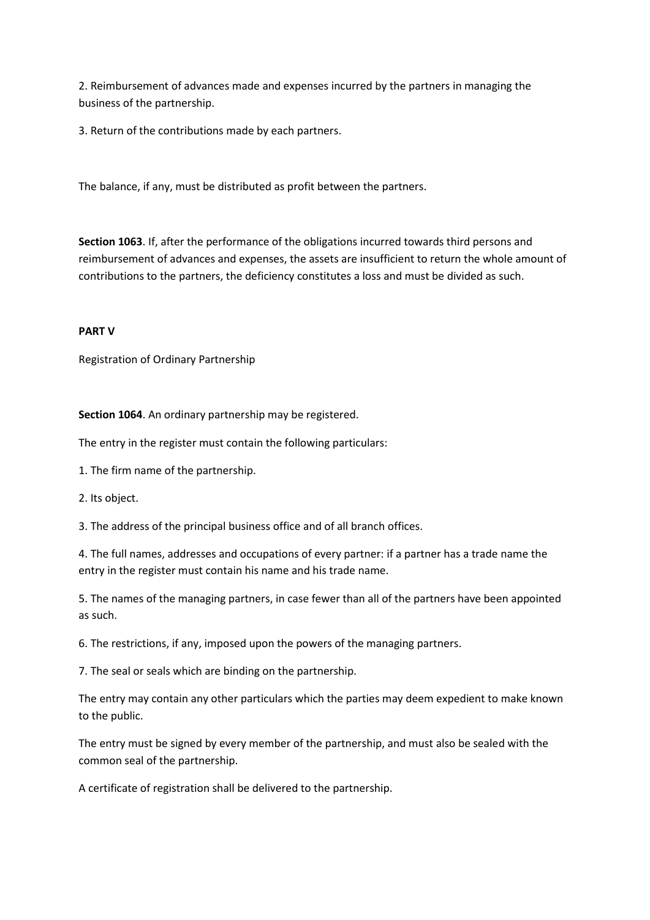2. Reimbursement of advances made and expenses incurred by the partners in managing the business of the partnership.

3. Return of the contributions made by each partners.

The balance, if any, must be distributed as profit between the partners.

**Section 1063**. If, after the performance of the obligations incurred towards third persons and reimbursement of advances and expenses, the assets are insufficient to return the whole amount of contributions to the partners, the deficiency constitutes a loss and must be divided as such.

**PART V**

Registration of Ordinary Partnership

**Section 1064**. An ordinary partnership may be registered.

The entry in the register must contain the following particulars:

1. The firm name of the partnership.

2. Its object.

3. The address of the principal business office and of all branch offices.

4. The full names, addresses and occupations of every partner: if a partner has a trade name the entry in the register must contain his name and his trade name.

5. The names of the managing partners, in case fewer than all of the partners have been appointed as such.

6. The restrictions, if any, imposed upon the powers of the managing partners.

7. The seal or seals which are binding on the partnership.

The entry may contain any other particulars which the parties may deem expedient to make known to the public.

The entry must be signed by every member of the partnership, and must also be sealed with the common seal of the partnership.

A certificate of registration shall be delivered to the partnership.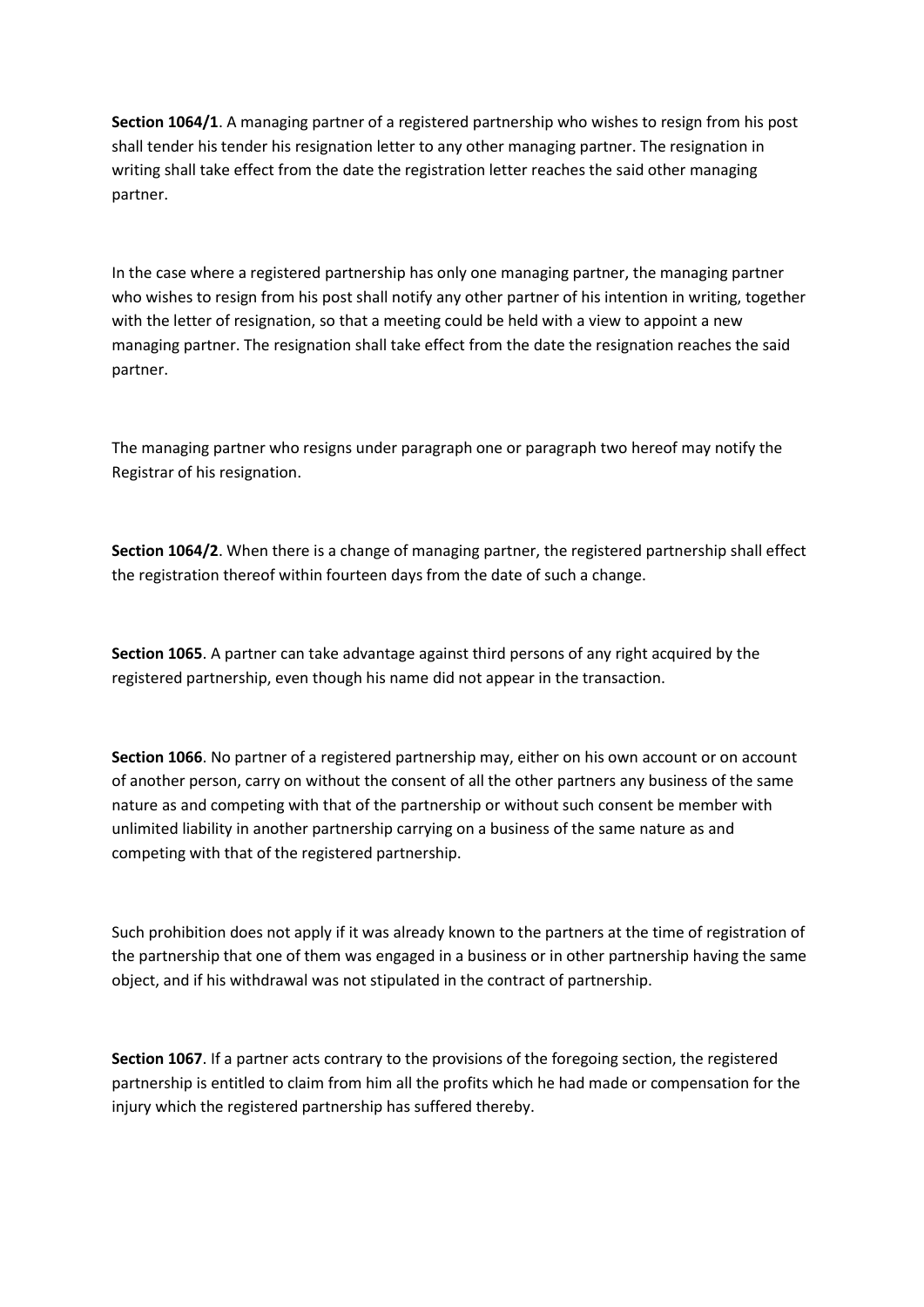**Section 1064/1**. A managing partner of a registered partnership who wishes to resign from his post shall tender his tender his resignation letter to any other managing partner. The resignation in writing shall take effect from the date the registration letter reaches the said other managing partner.

In the case where a registered partnership has only one managing partner, the managing partner who wishes to resign from his post shall notify any other partner of his intention in writing, together with the letter of resignation, so that a meeting could be held with a view to appoint a new managing partner. The resignation shall take effect from the date the resignation reaches the said partner.

The managing partner who resigns under paragraph one or paragraph two hereof may notify the Registrar of his resignation.

**Section 1064/2**. When there is a change of managing partner, the registered partnership shall effect the registration thereof within fourteen days from the date of such a change.

**Section 1065**. A partner can take advantage against third persons of any right acquired by the registered partnership, even though his name did not appear in the transaction.

**Section 1066**. No partner of a registered partnership may, either on his own account or on account of another person, carry on without the consent of all the other partners any business of the same nature as and competing with that of the partnership or without such consent be member with unlimited liability in another partnership carrying on a business of the same nature as and competing with that of the registered partnership.

Such prohibition does not apply if it was already known to the partners at the time of registration of the partnership that one of them was engaged in a business or in other partnership having the same object, and if his withdrawal was not stipulated in the contract of partnership.

**Section 1067**. If a partner acts contrary to the provisions of the foregoing section, the registered partnership is entitled to claim from him all the profits which he had made or compensation for the injury which the registered partnership has suffered thereby.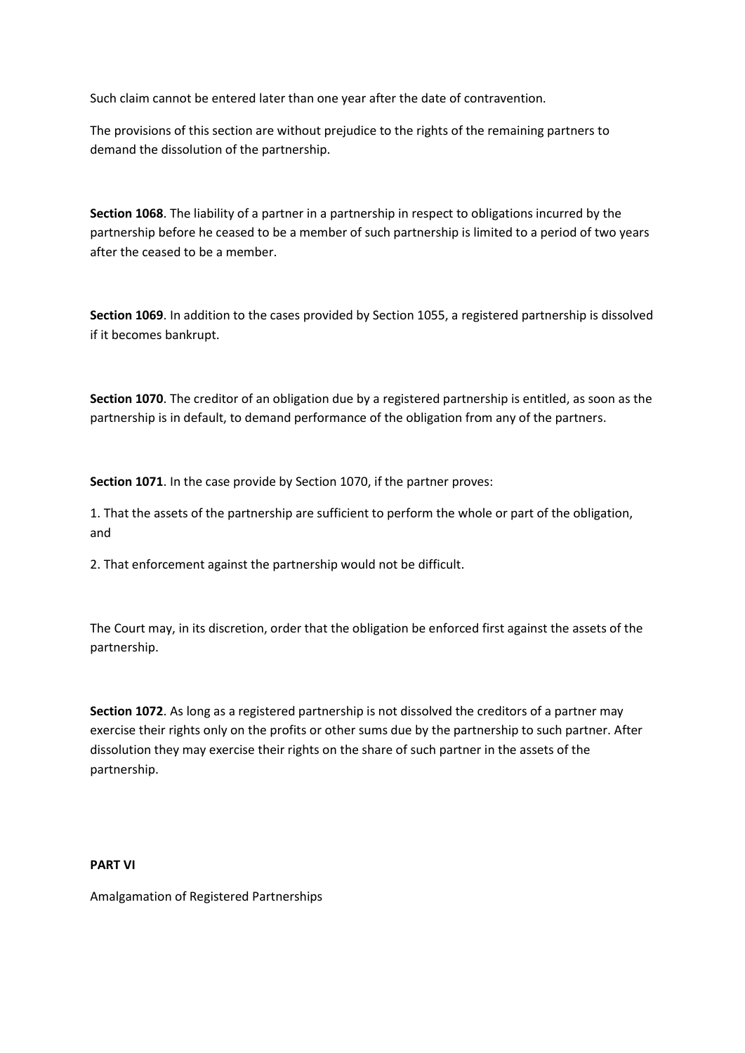Such claim cannot be entered later than one year after the date of contravention.

The provisions of this section are without prejudice to the rights of the remaining partners to demand the dissolution of the partnership.

**Section 1068**. The liability of a partner in a partnership in respect to obligations incurred by the partnership before he ceased to be a member of such partnership is limited to a period of two years after the ceased to be a member.

**Section 1069**. In addition to the cases provided by Section 1055, a registered partnership is dissolved if it becomes bankrupt.

**Section 1070**. The creditor of an obligation due by a registered partnership is entitled, as soon as the partnership is in default, to demand performance of the obligation from any of the partners.

**Section 1071**. In the case provide by Section 1070, if the partner proves:

1. That the assets of the partnership are sufficient to perform the whole or part of the obligation, and

2. That enforcement against the partnership would not be difficult.

The Court may, in its discretion, order that the obligation be enforced first against the assets of the partnership.

**Section 1072**. As long as a registered partnership is not dissolved the creditors of a partner may exercise their rights only on the profits or other sums due by the partnership to such partner. After dissolution they may exercise their rights on the share of such partner in the assets of the partnership.

**PART VI**

Amalgamation of Registered Partnerships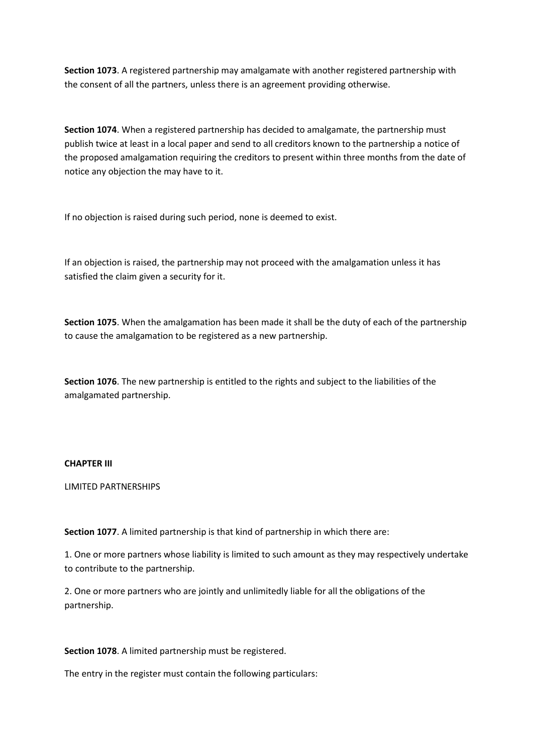**Section 1073**. A registered partnership may amalgamate with another registered partnership with the consent of all the partners, unless there is an agreement providing otherwise.

**Section 1074**. When a registered partnership has decided to amalgamate, the partnership must publish twice at least in a local paper and send to all creditors known to the partnership a notice of the proposed amalgamation requiring the creditors to present within three months from the date of notice any objection the may have to it.

If no objection is raised during such period, none is deemed to exist.

If an objection is raised, the partnership may not proceed with the amalgamation unless it has satisfied the claim given a security for it.

**Section 1075**. When the amalgamation has been made it shall be the duty of each of the partnership to cause the amalgamation to be registered as a new partnership.

**Section 1076**. The new partnership is entitled to the rights and subject to the liabilities of the amalgamated partnership.

**CHAPTER III**

LIMITED PARTNERSHIPS

**Section 1077**. A limited partnership is that kind of partnership in which there are:

1. One or more partners whose liability is limited to such amount as they may respectively undertake to contribute to the partnership.

2. One or more partners who are jointly and unlimitedly liable for all the obligations of the partnership.

**Section 1078**. A limited partnership must be registered.

The entry in the register must contain the following particulars: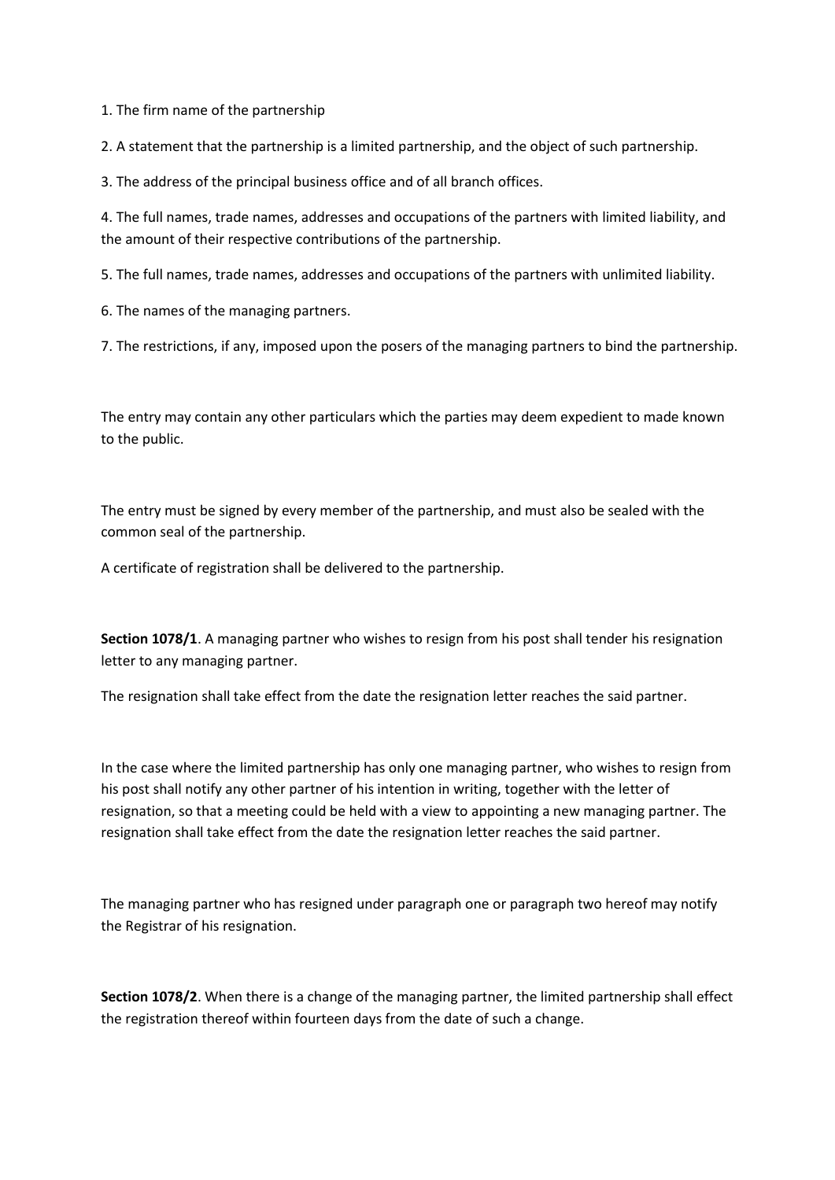1. The firm name of the partnership

2. A statement that the partnership is a limited partnership, and the object of such partnership.

3. The address of the principal business office and of all branch offices.

4. The full names, trade names, addresses and occupations of the partners with limited liability, and the amount of their respective contributions of the partnership.

5. The full names, trade names, addresses and occupations of the partners with unlimited liability.

6. The names of the managing partners.

7. The restrictions, if any, imposed upon the posers of the managing partners to bind the partnership.

The entry may contain any other particulars which the parties may deem expedient to made known to the public.

The entry must be signed by every member of the partnership, and must also be sealed with the common seal of the partnership.

A certificate of registration shall be delivered to the partnership.

**Section 1078/1**. A managing partner who wishes to resign from his post shall tender his resignation letter to any managing partner.

The resignation shall take effect from the date the resignation letter reaches the said partner.

In the case where the limited partnership has only one managing partner, who wishes to resign from his post shall notify any other partner of his intention in writing, together with the letter of resignation, so that a meeting could be held with a view to appointing a new managing partner. The resignation shall take effect from the date the resignation letter reaches the said partner.

The managing partner who has resigned under paragraph one or paragraph two hereof may notify the Registrar of his resignation.

**Section 1078/2**. When there is a change of the managing partner, the limited partnership shall effect the registration thereof within fourteen days from the date of such a change.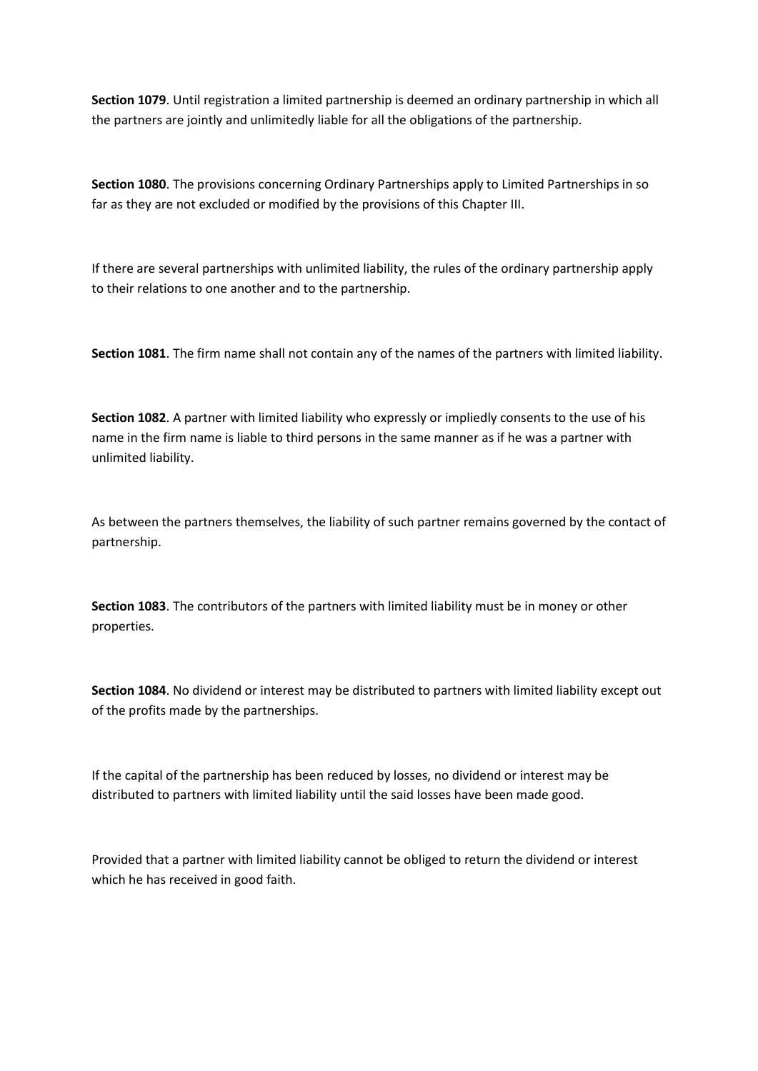**Section 1079**. Until registration a limited partnership is deemed an ordinary partnership in which all the partners are jointly and unlimitedly liable for all the obligations of the partnership.

**Section 1080**. The provisions concerning Ordinary Partnerships apply to Limited Partnerships in so far as they are not excluded or modified by the provisions of this Chapter III.

If there are several partnerships with unlimited liability, the rules of the ordinary partnership apply to their relations to one another and to the partnership.

**Section 1081**. The firm name shall not contain any of the names of the partners with limited liability.

**Section 1082**. A partner with limited liability who expressly or impliedly consents to the use of his name in the firm name is liable to third persons in the same manner as if he was a partner with unlimited liability.

As between the partners themselves, the liability of such partner remains governed by the contact of partnership.

**Section 1083**. The contributors of the partners with limited liability must be in money or other properties.

**Section 1084**. No dividend or interest may be distributed to partners with limited liability except out of the profits made by the partnerships.

If the capital of the partnership has been reduced by losses, no dividend or interest may be distributed to partners with limited liability until the said losses have been made good.

Provided that a partner with limited liability cannot be obliged to return the dividend or interest which he has received in good faith.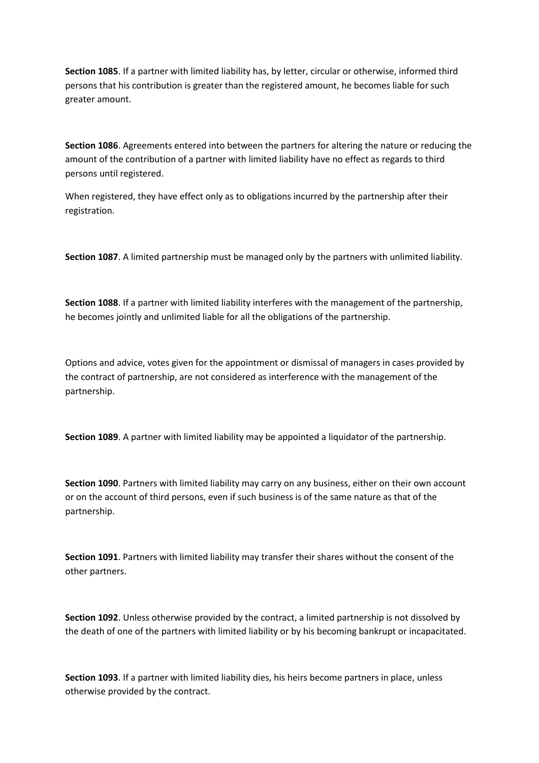**Section 1085**. If a partner with limited liability has, by letter, circular or otherwise, informed third persons that his contribution is greater than the registered amount, he becomes liable for such greater amount.

**Section 1086**. Agreements entered into between the partners for altering the nature or reducing the amount of the contribution of a partner with limited liability have no effect as regards to third persons until registered.

When registered, they have effect only as to obligations incurred by the partnership after their registration.

**Section 1087**. A limited partnership must be managed only by the partners with unlimited liability.

**Section 1088**. If a partner with limited liability interferes with the management of the partnership, he becomes jointly and unlimited liable for all the obligations of the partnership.

Options and advice, votes given for the appointment or dismissal of managers in cases provided by the contract of partnership, are not considered as interference with the management of the partnership.

**Section 1089**. A partner with limited liability may be appointed a liquidator of the partnership.

**Section 1090**. Partners with limited liability may carry on any business, either on their own account or on the account of third persons, even if such business is of the same nature as that of the partnership.

**Section 1091**. Partners with limited liability may transfer their shares without the consent of the other partners.

**Section 1092**. Unless otherwise provided by the contract, a limited partnership is not dissolved by the death of one of the partners with limited liability or by his becoming bankrupt or incapacitated.

**Section 1093**. If a partner with limited liability dies, his heirs become partners in place, unless otherwise provided by the contract.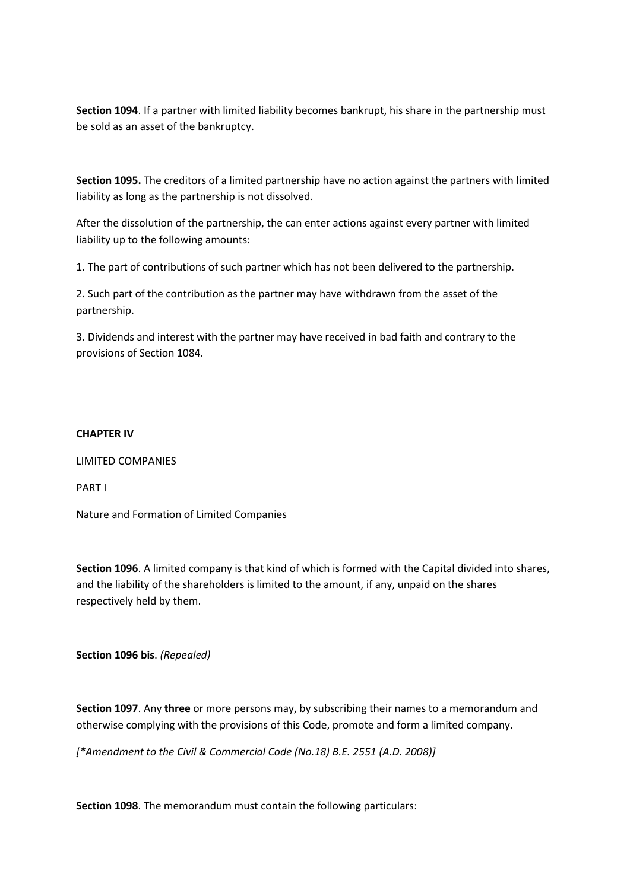**Section 1094**. If a partner with limited liability becomes bankrupt, his share in the partnership must be sold as an asset of the bankruptcy.

**Section 1095.** The creditors of a limited partnership have no action against the partners with limited liability as long as the partnership is not dissolved.

After the dissolution of the partnership, the can enter actions against every partner with limited liability up to the following amounts:

1. The part of contributions of such partner which has not been delivered to the partnership.

2. Such part of the contribution as the partner may have withdrawn from the asset of the partnership.

3. Dividends and interest with the partner may have received in bad faith and contrary to the provisions of Section 1084.

**CHAPTER IV**

LIMITED COMPANIES

PART I

Nature and Formation of Limited Companies

**Section 1096**. A limited company is that kind of which is formed with the Capital divided into shares, and the liability of the shareholders is limited to the amount, if any, unpaid on the shares respectively held by them.

**Section 1096 bis**. *(Repealed)*

**Section 1097**. Any **three** or more persons may, by subscribing their names to a memorandum and otherwise complying with the provisions of this Code, promote and form a limited company.

*[*Amendment to the Civil & Commercial Code (No.18) B.E. 2551 (A.D. 2008)]*

**Section 1098**. The memorandum must contain the following particulars: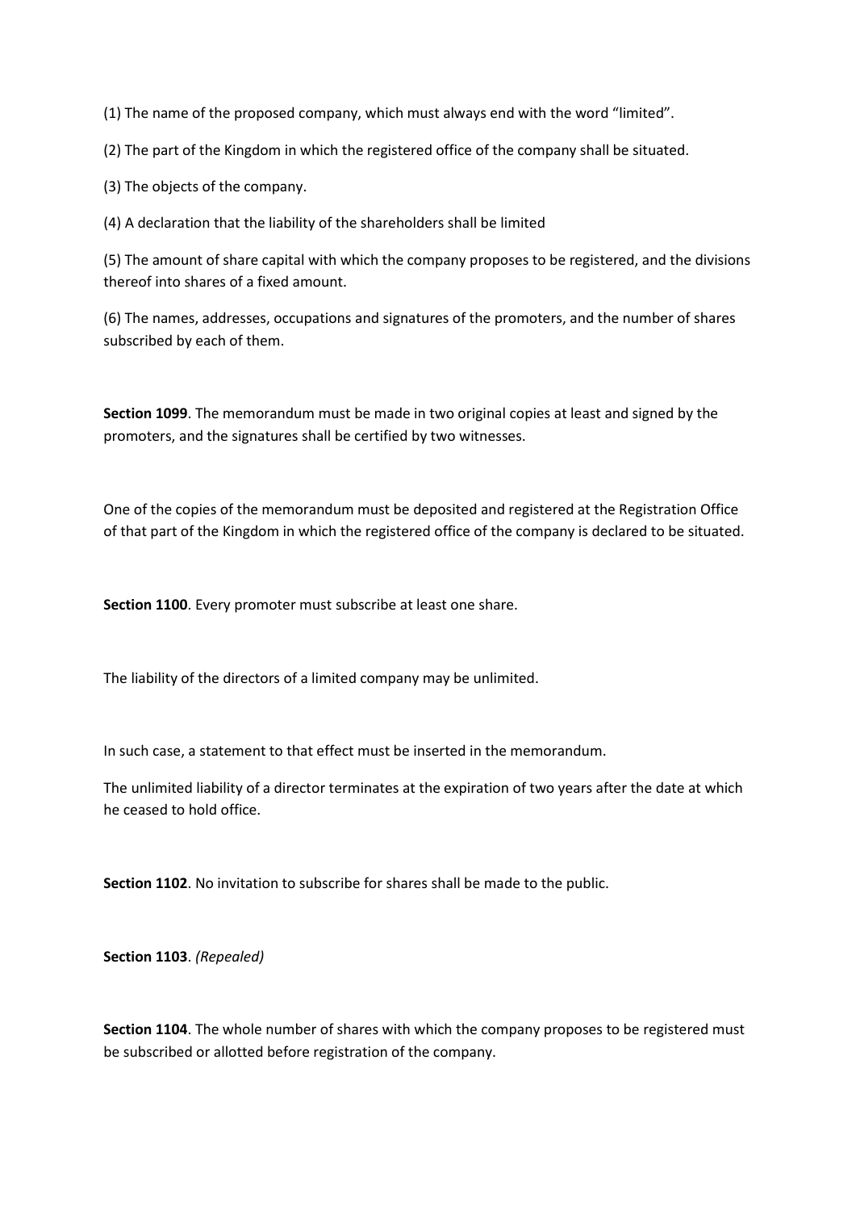(1) The name of the proposed company, which must always end with the word "limited".

(2) The part of the Kingdom in which the registered office of the company shall be situated.

(3) The objects of the company.

(4) A declaration that the liability of the shareholders shall be limited

(5) The amount of share capital with which the company proposes to be registered, and the divisions thereof into shares of a fixed amount.

(6) The names, addresses, occupations and signatures of the promoters, and the number of shares subscribed by each of them.

**Section 1099**. The memorandum must be made in two original copies at least and signed by the promoters, and the signatures shall be certified by two witnesses.

One of the copies of the memorandum must be deposited and registered at the Registration Office of that part of the Kingdom in which the registered office of the company is declared to be situated.

**Section 1100**. Every promoter must subscribe at least one share.

The liability of the directors of a limited company may be unlimited.

In such case, a statement to that effect must be inserted in the memorandum.

The unlimited liability of a director terminates at the expiration of two years after the date at which he ceased to hold office.

**Section 1102**. No invitation to subscribe for shares shall be made to the public.

**Section 1103**. *(Repealed)*

**Section 1104**. The whole number of shares with which the company proposes to be registered must be subscribed or allotted before registration of the company.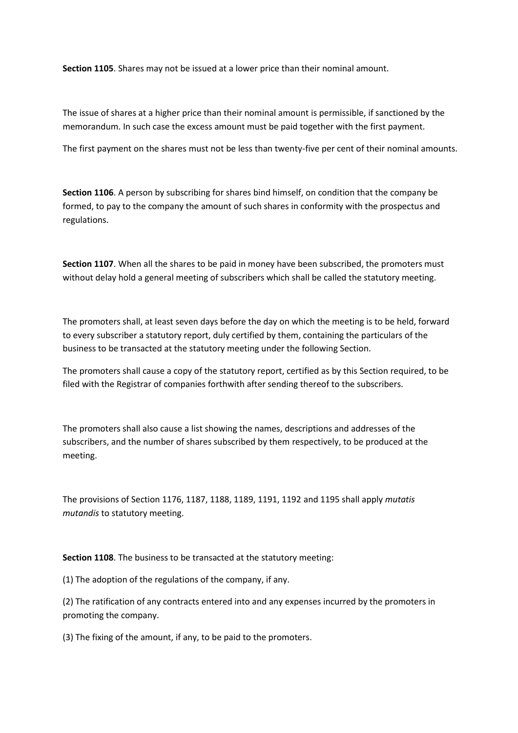**Section 1105**. Shares may not be issued at a lower price than their nominal amount.

The issue of shares at a higher price than their nominal amount is permissible, if sanctioned by the memorandum. In such case the excess amount must be paid together with the first payment.

The first payment on the shares must not be less than twenty-five per cent of their nominal amounts.

**Section 1106**. A person by subscribing for shares bind himself, on condition that the company be formed, to pay to the company the amount of such shares in conformity with the prospectus and regulations.

**Section 1107**. When all the shares to be paid in money have been subscribed, the promoters must without delay hold a general meeting of subscribers which shall be called the statutory meeting.

The promoters shall, at least seven days before the day on which the meeting is to be held, forward to every subscriber a statutory report, duly certified by them, containing the particulars of the business to be transacted at the statutory meeting under the following Section.

The promoters shall cause a copy of the statutory report, certified as by this Section required, to be filed with the Registrar of companies forthwith after sending thereof to the subscribers.

The promoters shall also cause a list showing the names, descriptions and addresses of the subscribers, and the number of shares subscribed by them respectively, to be produced at the meeting.

The provisions of Section 1176, 1187, 1188, 1189, 1191, 1192 and 1195 shall apply *mutatis mutandis* to statutory meeting.

**Section 1108**. The business to be transacted at the statutory meeting:

(1) The adoption of the regulations of the company, if any.

(2) The ratification of any contracts entered into and any expenses incurred by the promoters in promoting the company.

(3) The fixing of the amount, if any, to be paid to the promoters.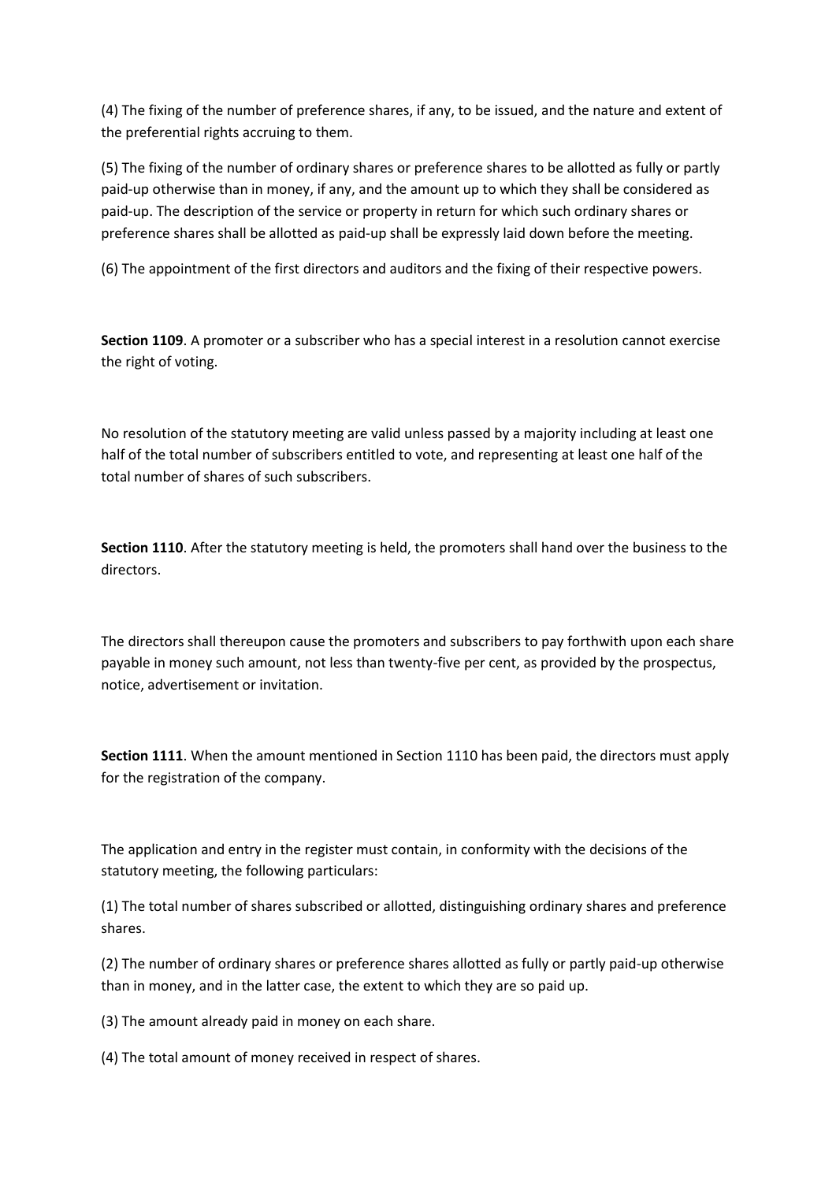(4) The fixing of the number of preference shares, if any, to be issued, and the nature and extent of the preferential rights accruing to them.

(5) The fixing of the number of ordinary shares or preference shares to be allotted as fully or partly paid-up otherwise than in money, if any, and the amount up to which they shall be considered as paid-up. The description of the service or property in return for which such ordinary shares or preference shares shall be allotted as paid-up shall be expressly laid down before the meeting.

(6) The appointment of the first directors and auditors and the fixing of their respective powers.

**Section 1109**. A promoter or a subscriber who has a special interest in a resolution cannot exercise the right of voting.

No resolution of the statutory meeting are valid unless passed by a majority including at least one half of the total number of subscribers entitled to vote, and representing at least one half of the total number of shares of such subscribers.

**Section 1110**. After the statutory meeting is held, the promoters shall hand over the business to the directors.

The directors shall thereupon cause the promoters and subscribers to pay forthwith upon each share payable in money such amount, not less than twenty-five per cent, as provided by the prospectus, notice, advertisement or invitation.

**Section 1111**. When the amount mentioned in Section 1110 has been paid, the directors must apply for the registration of the company.

The application and entry in the register must contain, in conformity with the decisions of the statutory meeting, the following particulars:

(1) The total number of shares subscribed or allotted, distinguishing ordinary shares and preference shares.

(2) The number of ordinary shares or preference shares allotted as fully or partly paid-up otherwise than in money, and in the latter case, the extent to which they are so paid up.

(3) The amount already paid in money on each share.

(4) The total amount of money received in respect of shares.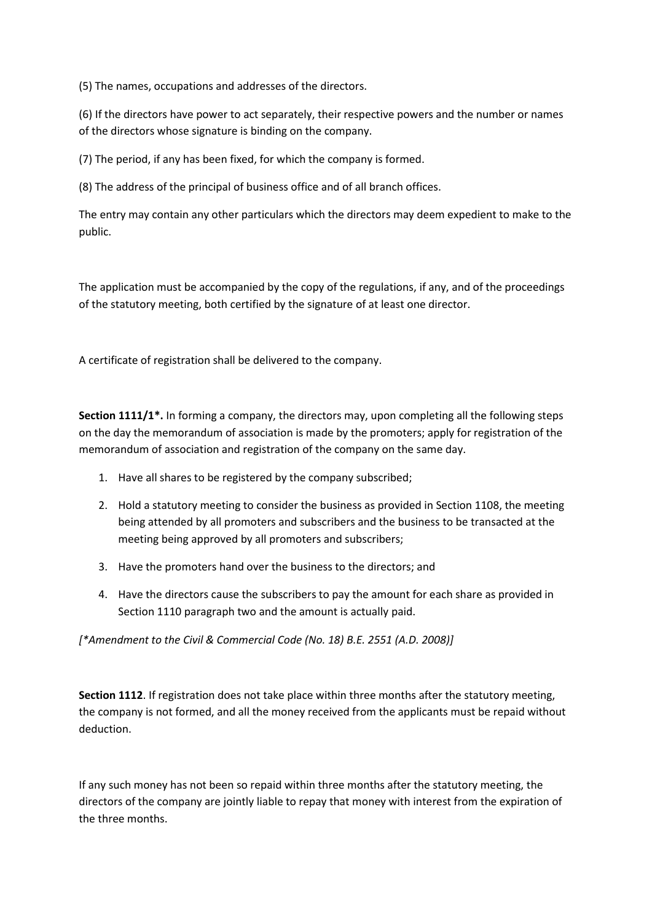(5) The names, occupations and addresses of the directors.

(6) If the directors have power to act separately, their respective powers and the number or names of the directors whose signature is binding on the company.

(7) The period, if any has been fixed, for which the company is formed.

(8) The address of the principal of business office and of all branch offices.

The entry may contain any other particulars which the directors may deem expedient to make to the public.

The application must be accompanied by the copy of the regulations, if any, and of the proceedings of the statutory meeting, both certified by the signature of at least one director.

A certificate of registration shall be delivered to the company.

**Section 1111/1*.** In forming a company, the directors may, upon completing all the following steps on the day the memorandum of association is made by the promoters; apply for registration of the memorandum of association and registration of the company on the same day.

1. Have all shares to be registered by the company subscribed;
2. Hold a statutory meeting to consider the business as provided in Section 1108, the meeting being attended by all promoters and subscribers and the business to be transacted at the meeting being approved by all promoters and subscribers;
3. Have the promoters hand over the business to the directors; and
4. Have the directors cause the subscribers to pay the amount for each share as provided in Section 1110 paragraph two and the amount is actually paid.

*[*Amendment to the Civil & Commercial Code (No. 18) B.E. 2551 (A.D. 2008)]*

**Section 1112**. If registration does not take place within three months after the statutory meeting, the company is not formed, and all the money received from the applicants must be repaid without deduction.

If any such money has not been so repaid within three months after the statutory meeting, the directors of the company are jointly liable to repay that money with interest from the expiration of the three months.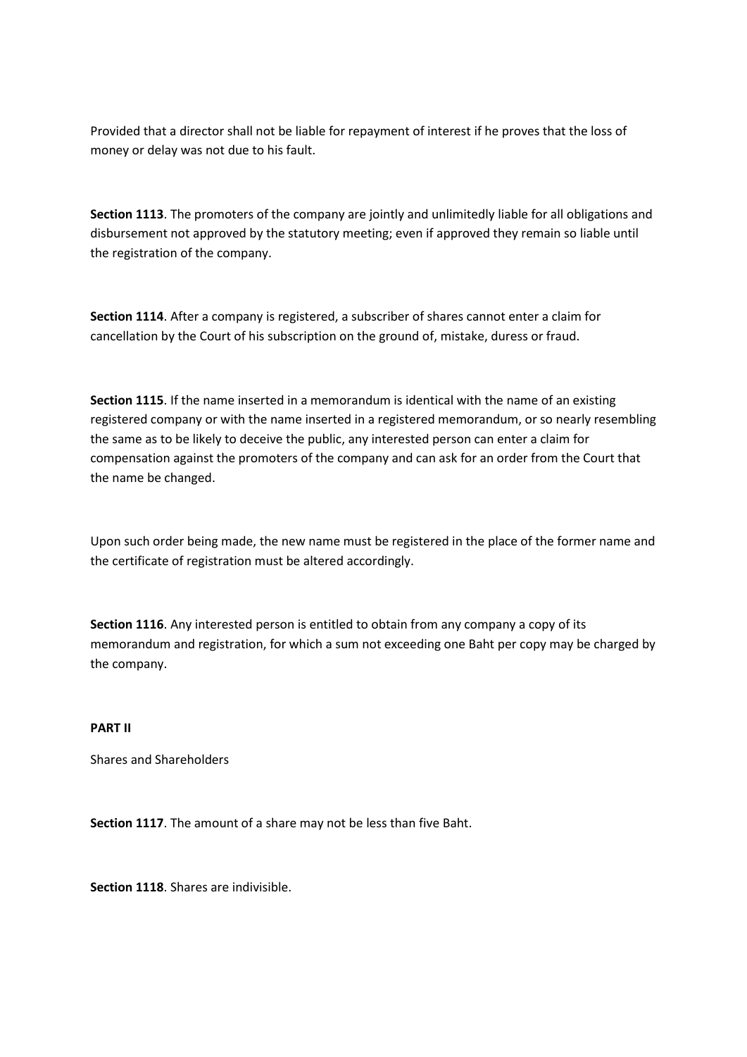Provided that a director shall not be liable for repayment of interest if he proves that the loss of money or delay was not due to his fault.

**Section 1113**. The promoters of the company are jointly and unlimitedly liable for all obligations and disbursement not approved by the statutory meeting; even if approved they remain so liable until the registration of the company.

**Section 1114**. After a company is registered, a subscriber of shares cannot enter a claim for cancellation by the Court of his subscription on the ground of, mistake, duress or fraud.

**Section 1115**. If the name inserted in a memorandum is identical with the name of an existing registered company or with the name inserted in a registered memorandum, or so nearly resembling the same as to be likely to deceive the public, any interested person can enter a claim for compensation against the promoters of the company and can ask for an order from the Court that the name be changed.

Upon such order being made, the new name must be registered in the place of the former name and the certificate of registration must be altered accordingly.

**Section 1116**. Any interested person is entitled to obtain from any company a copy of its memorandum and registration, for which a sum not exceeding one Baht per copy may be charged by the company.

**PART II**

Shares and Shareholders

**Section 1117**. The amount of a share may not be less than five Baht.

**Section 1118**. Shares are indivisible.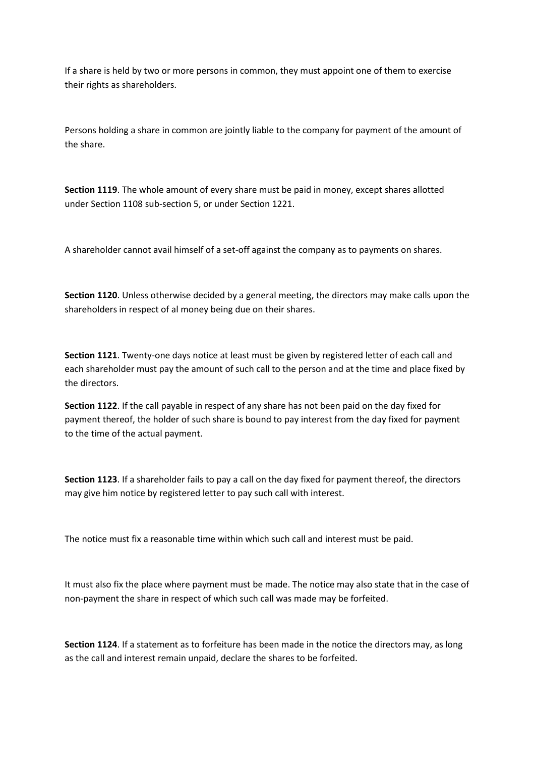If a share is held by two or more persons in common, they must appoint one of them to exercise their rights as shareholders.

Persons holding a share in common are jointly liable to the company for payment of the amount of the share.

**Section 1119**. The whole amount of every share must be paid in money, except shares allotted under Section 1108 sub-section 5, or under Section 1221.

A shareholder cannot avail himself of a set-off against the company as to payments on shares.

**Section 1120**. Unless otherwise decided by a general meeting, the directors may make calls upon the shareholders in respect of al money being due on their shares.

**Section 1121**. Twenty-one days notice at least must be given by registered letter of each call and each shareholder must pay the amount of such call to the person and at the time and place fixed by the directors.

**Section 1122**. If the call payable in respect of any share has not been paid on the day fixed for payment thereof, the holder of such share is bound to pay interest from the day fixed for payment to the time of the actual payment.

**Section 1123**. If a shareholder fails to pay a call on the day fixed for payment thereof, the directors may give him notice by registered letter to pay such call with interest.

The notice must fix a reasonable time within which such call and interest must be paid.

It must also fix the place where payment must be made. The notice may also state that in the case of non-payment the share in respect of which such call was made may be forfeited.

**Section 1124**. If a statement as to forfeiture has been made in the notice the directors may, as long as the call and interest remain unpaid, declare the shares to be forfeited.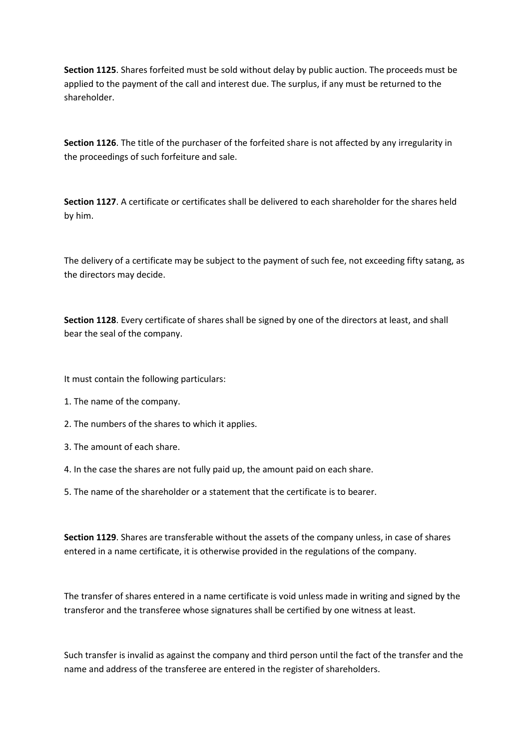**Section 1125**. Shares forfeited must be sold without delay by public auction. The proceeds must be applied to the payment of the call and interest due. The surplus, if any must be returned to the shareholder.

**Section 1126**. The title of the purchaser of the forfeited share is not affected by any irregularity in the proceedings of such forfeiture and sale.

**Section 1127**. A certificate or certificates shall be delivered to each shareholder for the shares held by him.

The delivery of a certificate may be subject to the payment of such fee, not exceeding fifty satang, as the directors may decide.

**Section 1128**. Every certificate of shares shall be signed by one of the directors at least, and shall bear the seal of the company.

It must contain the following particulars:

1. The name of the company.
2. The numbers of the shares to which it applies.
3. The amount of each share.
4. In the case the shares are not fully paid up, the amount paid on each share.
5. The name of the shareholder or a statement that the certificate is to bearer.

**Section 1129**. Shares are transferable without the assets of the company unless, in case of shares entered in a name certificate, it is otherwise provided in the regulations of the company.

The transfer of shares entered in a name certificate is void unless made in writing and signed by the transferor and the transferee whose signatures shall be certified by one witness at least.

Such transfer is invalid as against the company and third person until the fact of the transfer and the name and address of the transferee are entered in the register of shareholders.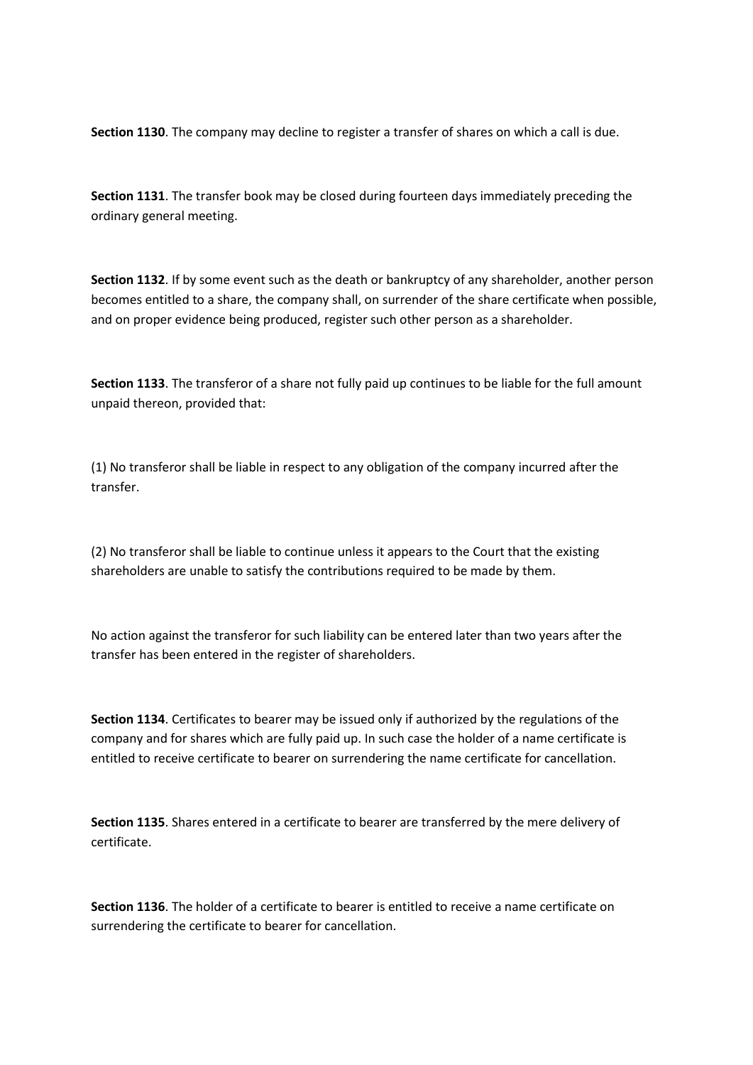**Section 1130**. The company may decline to register a transfer of shares on which a call is due.

**Section 1131**. The transfer book may be closed during fourteen days immediately preceding the ordinary general meeting.

**Section 1132**. If by some event such as the death or bankruptcy of any shareholder, another person becomes entitled to a share, the company shall, on surrender of the share certificate when possible, and on proper evidence being produced, register such other person as a shareholder.

**Section 1133**. The transferor of a share not fully paid up continues to be liable for the full amount unpaid thereon, provided that:

(1) No transferor shall be liable in respect to any obligation of the company incurred after the transfer.

(2) No transferor shall be liable to continue unless it appears to the Court that the existing shareholders are unable to satisfy the contributions required to be made by them.

No action against the transferor for such liability can be entered later than two years after the transfer has been entered in the register of shareholders.

**Section 1134**. Certificates to bearer may be issued only if authorized by the regulations of the company and for shares which are fully paid up. In such case the holder of a name certificate is entitled to receive certificate to bearer on surrendering the name certificate for cancellation.

**Section 1135**. Shares entered in a certificate to bearer are transferred by the mere delivery of certificate.

**Section 1136**. The holder of a certificate to bearer is entitled to receive a name certificate on surrendering the certificate to bearer for cancellation.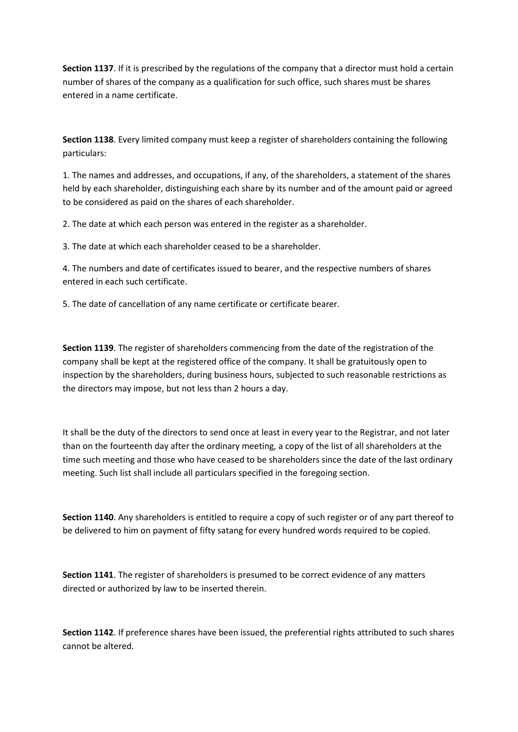**Section 1137**. If it is prescribed by the regulations of the company that a director must hold a certain number of shares of the company as a qualification for such office, such shares must be shares entered in a name certificate.

**Section 1138**. Every limited company must keep a register of shareholders containing the following particulars:

1. The names and addresses, and occupations, if any, of the shareholders, a statement of the shares held by each shareholder, distinguishing each share by its number and of the amount paid or agreed to be considered as paid on the shares of each shareholder.

2. The date at which each person was entered in the register as a shareholder.

3. The date at which each shareholder ceased to be a shareholder.

4. The numbers and date of certificates issued to bearer, and the respective numbers of shares entered in each such certificate.

5. The date of cancellation of any name certificate or certificate bearer.

**Section 1139**. The register of shareholders commencing from the date of the registration of the company shall be kept at the registered office of the company. It shall be gratuitously open to inspection by the shareholders, during business hours, subjected to such reasonable restrictions as the directors may impose, but not less than 2 hours a day.

It shall be the duty of the directors to send once at least in every year to the Registrar, and not later than on the fourteenth day after the ordinary meeting, a copy of the list of all shareholders at the time such meeting and those who have ceased to be shareholders since the date of the last ordinary meeting. Such list shall include all particulars specified in the foregoing section.

**Section 1140**. Any shareholders is entitled to require a copy of such register or of any part thereof to be delivered to him on payment of fifty satang for every hundred words required to be copied.

**Section 1141**. The register of shareholders is presumed to be correct evidence of any matters directed or authorized by law to be inserted therein.

**Section 1142**. If preference shares have been issued, the preferential rights attributed to such shares cannot be altered.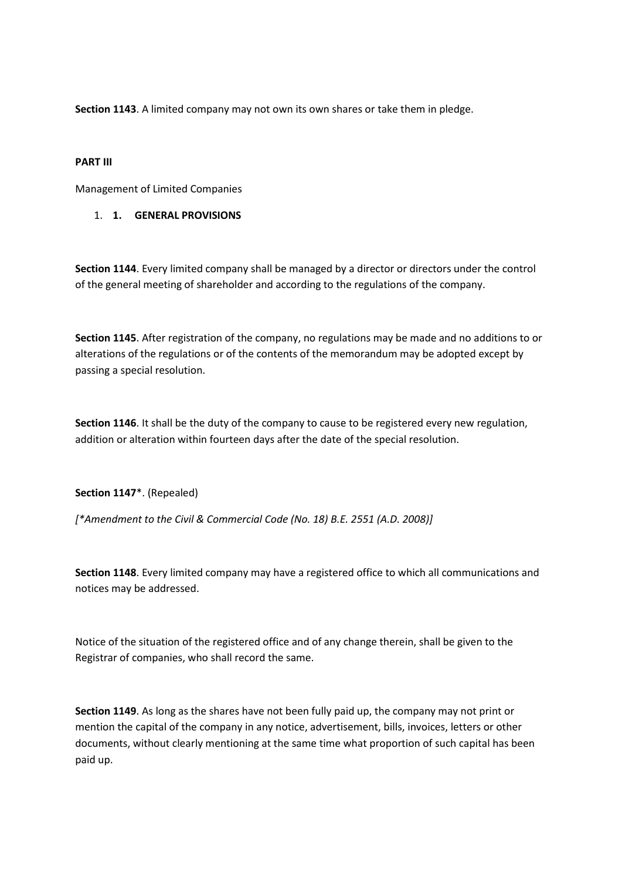**Section 1143**. A limited company may not own its own shares or take them in pledge.

**PART III**

Management of Limited Companies

1. **1. GENERAL PROVISIONS**

**Section 1144**. Every limited company shall be managed by a director or directors under the control of the general meeting of shareholder and according to the regulations of the company.

**Section 1145**. After registration of the company, no regulations may be made and no additions to or alterations of the regulations or of the contents of the memorandum may be adopted except by passing a special resolution.

**Section 1146**. It shall be the duty of the company to cause to be registered every new regulation, addition or alteration within fourteen days after the date of the special resolution.

**Section 1147***. (Repealed)

*[*Amendment to the Civil & Commercial Code (No. 18) B.E. 2551 (A.D. 2008)]*

**Section 1148**. Every limited company may have a registered office to which all communications and notices may be addressed.

Notice of the situation of the registered office and of any change therein, shall be given to the Registrar of companies, who shall record the same.

**Section 1149**. As long as the shares have not been fully paid up, the company may not print or mention the capital of the company in any notice, advertisement, bills, invoices, letters or other documents, without clearly mentioning at the same time what proportion of such capital has been paid up.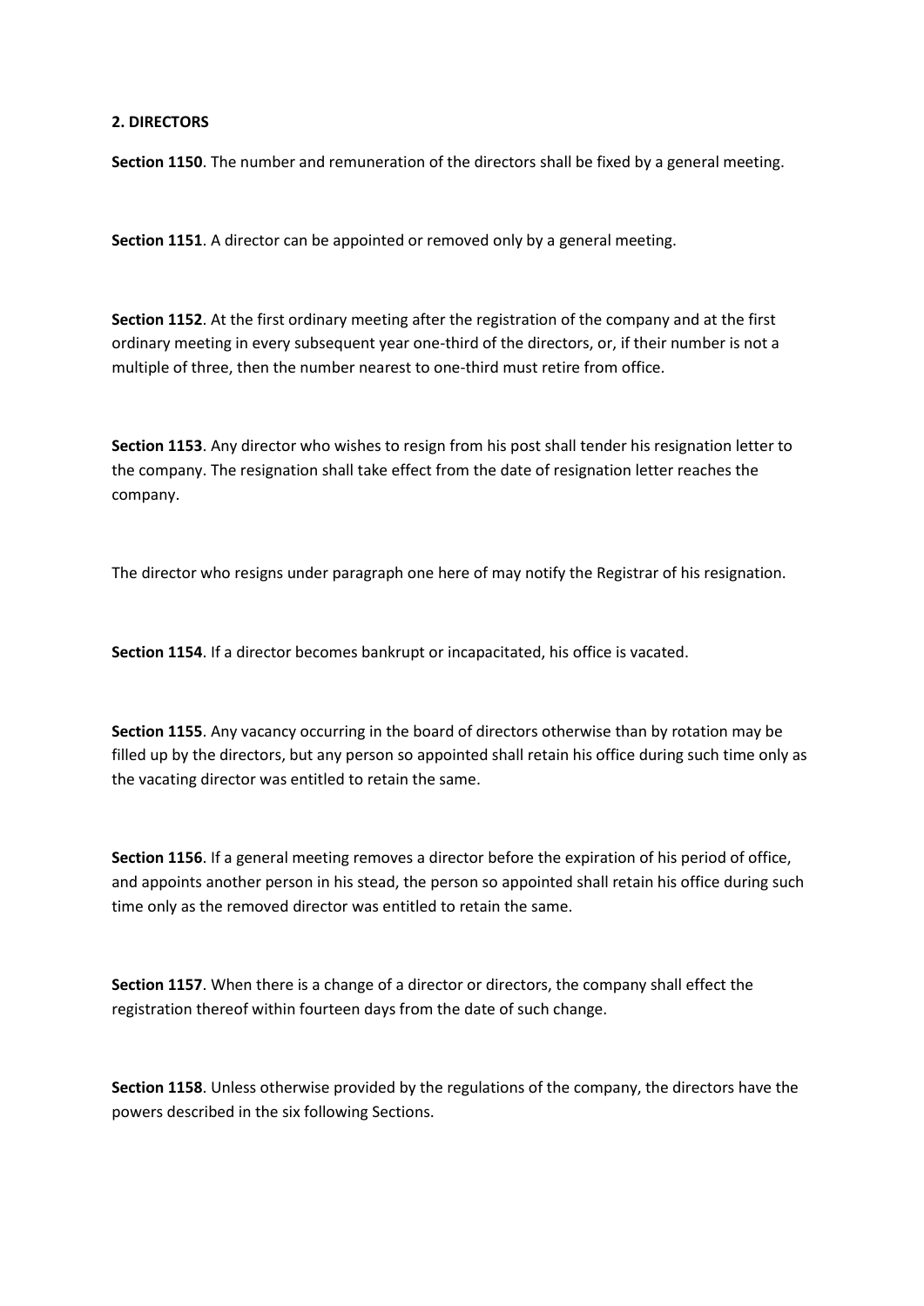**2. DIRECTORS**

**Section 1150**. The number and remuneration of the directors shall be fixed by a general meeting.

**Section 1151**. A director can be appointed or removed only by a general meeting.

**Section 1152**. At the first ordinary meeting after the registration of the company and at the first ordinary meeting in every subsequent year one-third of the directors, or, if their number is not a multiple of three, then the number nearest to one-third must retire from office.

**Section 1153**. Any director who wishes to resign from his post shall tender his resignation letter to the company. The resignation shall take effect from the date of resignation letter reaches the company.

The director who resigns under paragraph one here of may notify the Registrar of his resignation.

**Section 1154**. If a director becomes bankrupt or incapacitated, his office is vacated.

**Section 1155**. Any vacancy occurring in the board of directors otherwise than by rotation may be filled up by the directors, but any person so appointed shall retain his office during such time only as the vacating director was entitled to retain the same.

**Section 1156**. If a general meeting removes a director before the expiration of his period of office, and appoints another person in his stead, the person so appointed shall retain his office during such time only as the removed director was entitled to retain the same.

**Section 1157**. When there is a change of a director or directors, the company shall effect the registration thereof within fourteen days from the date of such change.

**Section 1158**. Unless otherwise provided by the regulations of the company, the directors have the powers described in the six following Sections.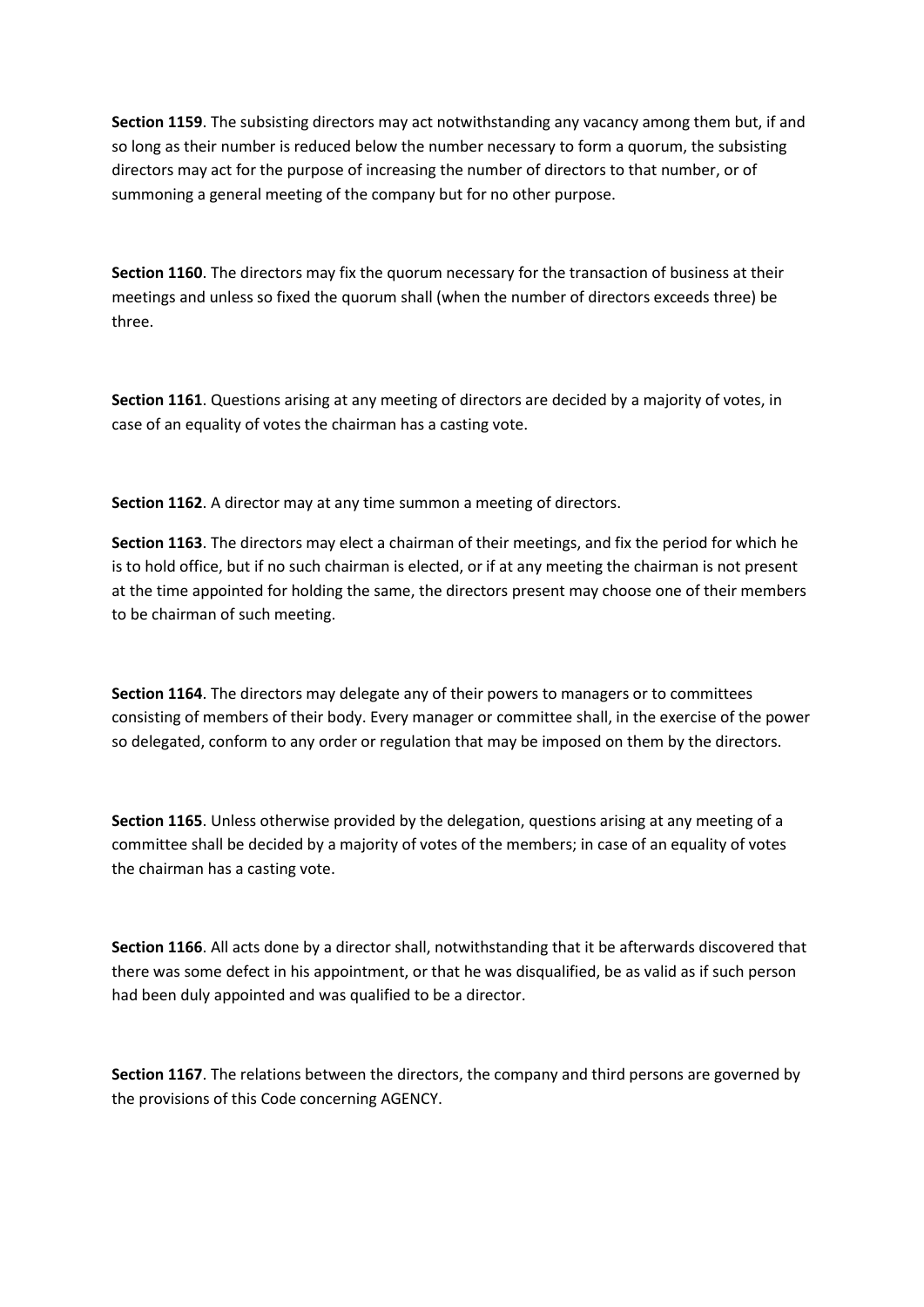**Section 1159**. The subsisting directors may act notwithstanding any vacancy among them but, if and so long as their number is reduced below the number necessary to form a quorum, the subsisting directors may act for the purpose of increasing the number of directors to that number, or of summoning a general meeting of the company but for no other purpose.

**Section 1160**. The directors may fix the quorum necessary for the transaction of business at their meetings and unless so fixed the quorum shall (when the number of directors exceeds three) be three.

**Section 1161**. Questions arising at any meeting of directors are decided by a majority of votes, in case of an equality of votes the chairman has a casting vote.

**Section 1162**. A director may at any time summon a meeting of directors.

**Section 1163**. The directors may elect a chairman of their meetings, and fix the period for which he is to hold office, but if no such chairman is elected, or if at any meeting the chairman is not present at the time appointed for holding the same, the directors present may choose one of their members to be chairman of such meeting.

**Section 1164**. The directors may delegate any of their powers to managers or to committees consisting of members of their body. Every manager or committee shall, in the exercise of the power so delegated, conform to any order or regulation that may be imposed on them by the directors.

**Section 1165**. Unless otherwise provided by the delegation, questions arising at any meeting of a committee shall be decided by a majority of votes of the members; in case of an equality of votes the chairman has a casting vote.

**Section 1166**. All acts done by a director shall, notwithstanding that it be afterwards discovered that there was some defect in his appointment, or that he was disqualified, be as valid as if such person had been duly appointed and was qualified to be a director.

**Section 1167**. The relations between the directors, the company and third persons are governed by the provisions of this Code concerning AGENCY.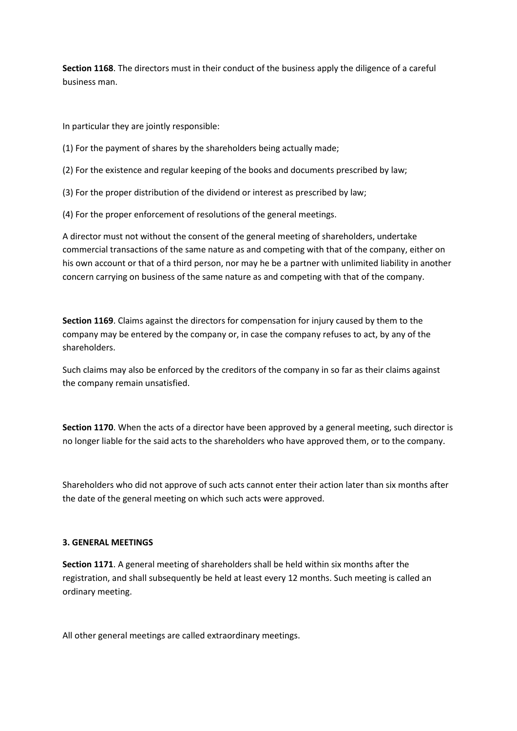**Section 1168**. The directors must in their conduct of the business apply the diligence of a careful business man.

In particular they are jointly responsible:

(1) For the payment of shares by the shareholders being actually made;

(2) For the existence and regular keeping of the books and documents prescribed by law;

(3) For the proper distribution of the dividend or interest as prescribed by law;

(4) For the proper enforcement of resolutions of the general meetings.

A director must not without the consent of the general meeting of shareholders, undertake commercial transactions of the same nature as and competing with that of the company, either on his own account or that of a third person, nor may he be a partner with unlimited liability in another concern carrying on business of the same nature as and competing with that of the company.

**Section 1169**. Claims against the directors for compensation for injury caused by them to the company may be entered by the company or, in case the company refuses to act, by any of the shareholders.

Such claims may also be enforced by the creditors of the company in so far as their claims against the company remain unsatisfied.

**Section 1170**. When the acts of a director have been approved by a general meeting, such director is no longer liable for the said acts to the shareholders who have approved them, or to the company.

Shareholders who did not approve of such acts cannot enter their action later than six months after the date of the general meeting on which such acts were approved.

### 3. GENERAL MEETINGS

**Section 1171**. A general meeting of shareholders shall be held within six months after the registration, and shall subsequently be held at least every 12 months. Such meeting is called an ordinary meeting.

All other general meetings are called extraordinary meetings.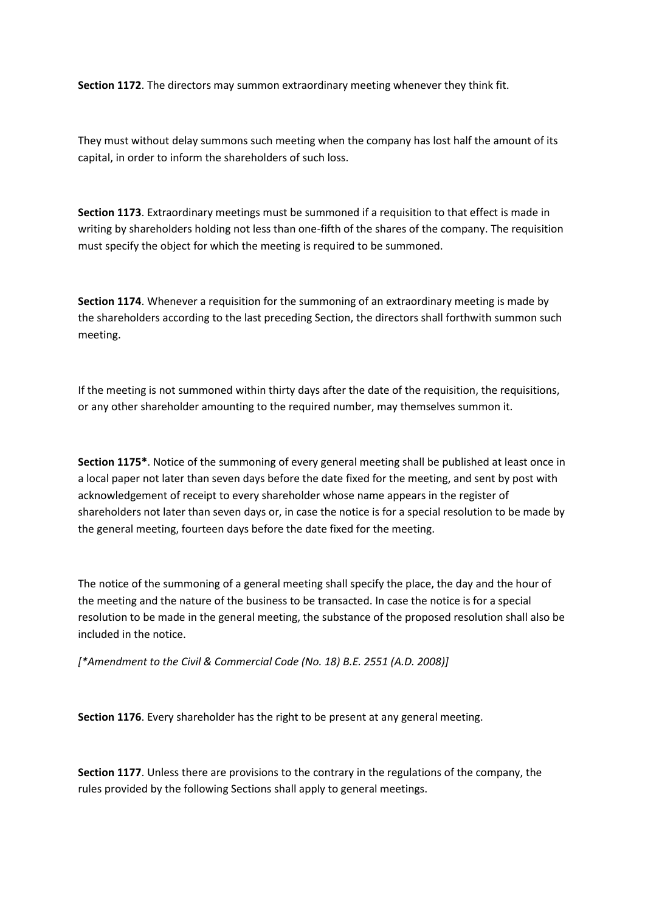**Section 1172**. The directors may summon extraordinary meeting whenever they think fit.

They must without delay summons such meeting when the company has lost half the amount of its capital, in order to inform the shareholders of such loss.

**Section 1173**. Extraordinary meetings must be summoned if a requisition to that effect is made in writing by shareholders holding not less than one-fifth of the shares of the company. The requisition must specify the object for which the meeting is required to be summoned.

**Section 1174**. Whenever a requisition for the summoning of an extraordinary meeting is made by the shareholders according to the last preceding Section, the directors shall forthwith summon such meeting.

If the meeting is not summoned within thirty days after the date of the requisition, the requisitions, or any other shareholder amounting to the required number, may themselves summon it.

**Section 1175***. Notice of the summoning of every general meeting shall be published at least once in a local paper not later than seven days before the date fixed for the meeting, and sent by post with acknowledgement of receipt to every shareholder whose name appears in the register of shareholders not later than seven days or, in case the notice is for a special resolution to be made by the general meeting, fourteen days before the date fixed for the meeting.

The notice of the summoning of a general meeting shall specify the place, the day and the hour of the meeting and the nature of the business to be transacted. In case the notice is for a special resolution to be made in the general meeting, the substance of the proposed resolution shall also be included in the notice.

*[*Amendment to the Civil & Commercial Code (No. 18) B.E. 2551 (A.D. 2008)]*

**Section 1176**. Every shareholder has the right to be present at any general meeting.

**Section 1177**. Unless there are provisions to the contrary in the regulations of the company, the rules provided by the following Sections shall apply to general meetings.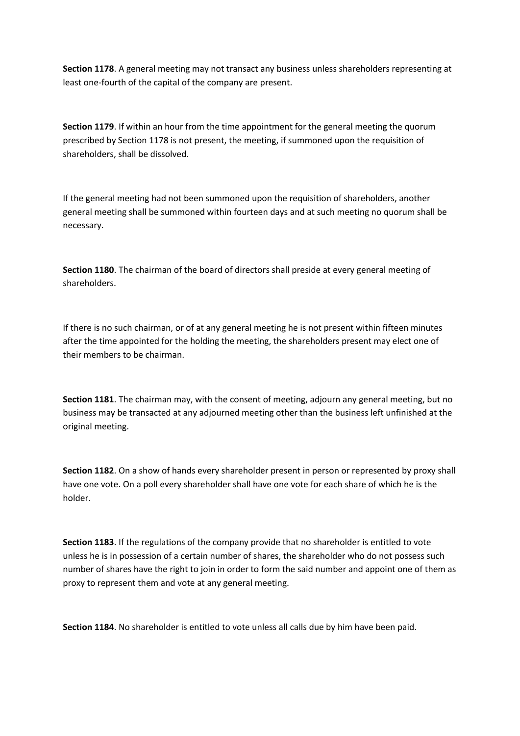**Section 1178**. A general meeting may not transact any business unless shareholders representing at least one-fourth of the capital of the company are present.

**Section 1179**. If within an hour from the time appointment for the general meeting the quorum prescribed by Section 1178 is not present, the meeting, if summoned upon the requisition of shareholders, shall be dissolved.

If the general meeting had not been summoned upon the requisition of shareholders, another general meeting shall be summoned within fourteen days and at such meeting no quorum shall be necessary.

**Section 1180**. The chairman of the board of directors shall preside at every general meeting of shareholders.

If there is no such chairman, or of at any general meeting he is not present within fifteen minutes after the time appointed for the holding the meeting, the shareholders present may elect one of their members to be chairman.

**Section 1181**. The chairman may, with the consent of meeting, adjourn any general meeting, but no business may be transacted at any adjourned meeting other than the business left unfinished at the original meeting.

**Section 1182**. On a show of hands every shareholder present in person or represented by proxy shall have one vote. On a poll every shareholder shall have one vote for each share of which he is the holder.

**Section 1183**. If the regulations of the company provide that no shareholder is entitled to vote unless he is in possession of a certain number of shares, the shareholder who do not possess such number of shares have the right to join in order to form the said number and appoint one of them as proxy to represent them and vote at any general meeting.

**Section 1184**. No shareholder is entitled to vote unless all calls due by him have been paid.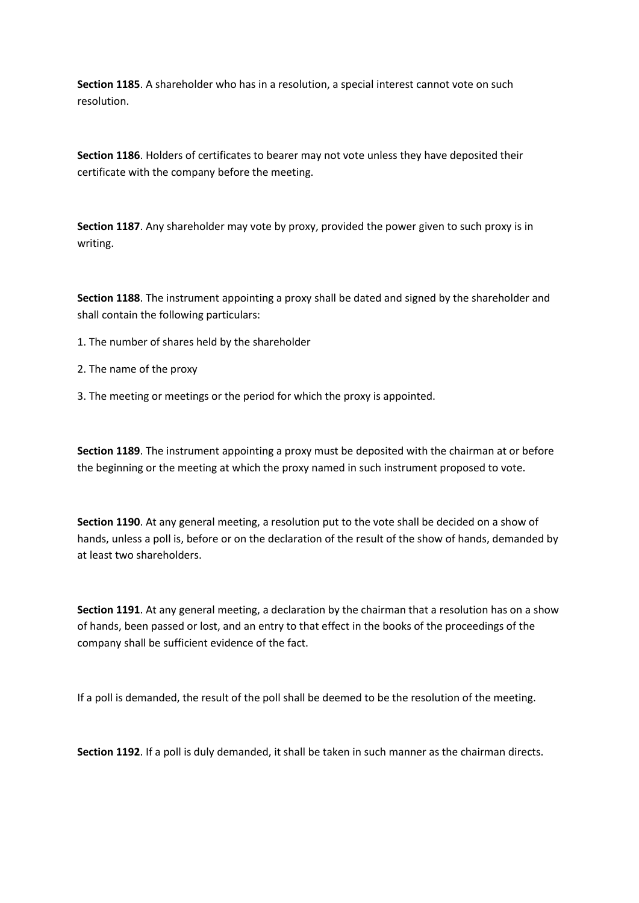**Section 1185**. A shareholder who has in a resolution, a special interest cannot vote on such resolution.

**Section 1186**. Holders of certificates to bearer may not vote unless they have deposited their certificate with the company before the meeting.

**Section 1187**. Any shareholder may vote by proxy, provided the power given to such proxy is in writing.

**Section 1188**. The instrument appointing a proxy shall be dated and signed by the shareholder and shall contain the following particulars:

1. The number of shares held by the shareholder
2. The name of the proxy
3. The meeting or meetings or the period for which the proxy is appointed.

**Section 1189**. The instrument appointing a proxy must be deposited with the chairman at or before the beginning or the meeting at which the proxy named in such instrument proposed to vote.

**Section 1190**. At any general meeting, a resolution put to the vote shall be decided on a show of hands, unless a poll is, before or on the declaration of the result of the show of hands, demanded by at least two shareholders.

**Section 1191**. At any general meeting, a declaration by the chairman that a resolution has on a show of hands, been passed or lost, and an entry to that effect in the books of the proceedings of the company shall be sufficient evidence of the fact.

If a poll is demanded, the result of the poll shall be deemed to be the resolution of the meeting.

**Section 1192**. If a poll is duly demanded, it shall be taken in such manner as the chairman directs.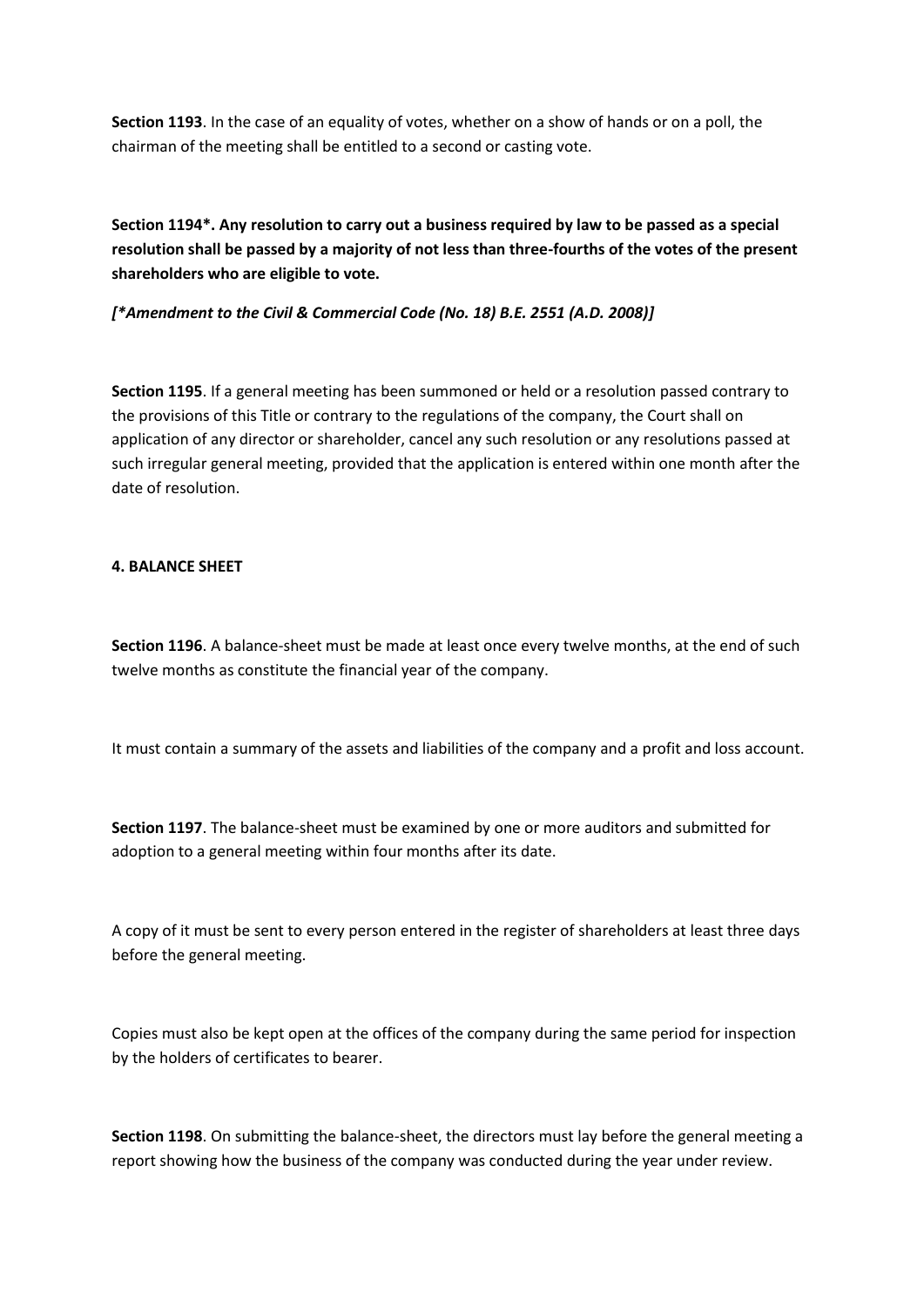**Section 1193**. In the case of an equality of votes, whether on a show of hands or on a poll, the chairman of the meeting shall be entitled to a second or casting vote.

**Section 1194*. Any resolution to carry out a business required by law to be passed as a special resolution shall be passed by a majority of not less than three-fourths of the votes of the present shareholders who are eligible to vote.**

***[*Amendment to the Civil & Commercial Code (No. 18) B.E. 2551 (A.D. 2008)]***

**Section 1195**. If a general meeting has been summoned or held or a resolution passed contrary to the provisions of this Title or contrary to the regulations of the company, the Court shall on application of any director or shareholder, cancel any such resolution or any resolutions passed at such irregular general meeting, provided that the application is entered within one month after the date of resolution.

**4. BALANCE SHEET**

**Section 1196**. A balance-sheet must be made at least once every twelve months, at the end of such twelve months as constitute the financial year of the company.

It must contain a summary of the assets and liabilities of the company and a profit and loss account.

**Section 1197**. The balance-sheet must be examined by one or more auditors and submitted for adoption to a general meeting within four months after its date.

A copy of it must be sent to every person entered in the register of shareholders at least three days before the general meeting.

Copies must also be kept open at the offices of the company during the same period for inspection by the holders of certificates to bearer.

**Section 1198**. On submitting the balance-sheet, the directors must lay before the general meeting a report showing how the business of the company was conducted during the year under review.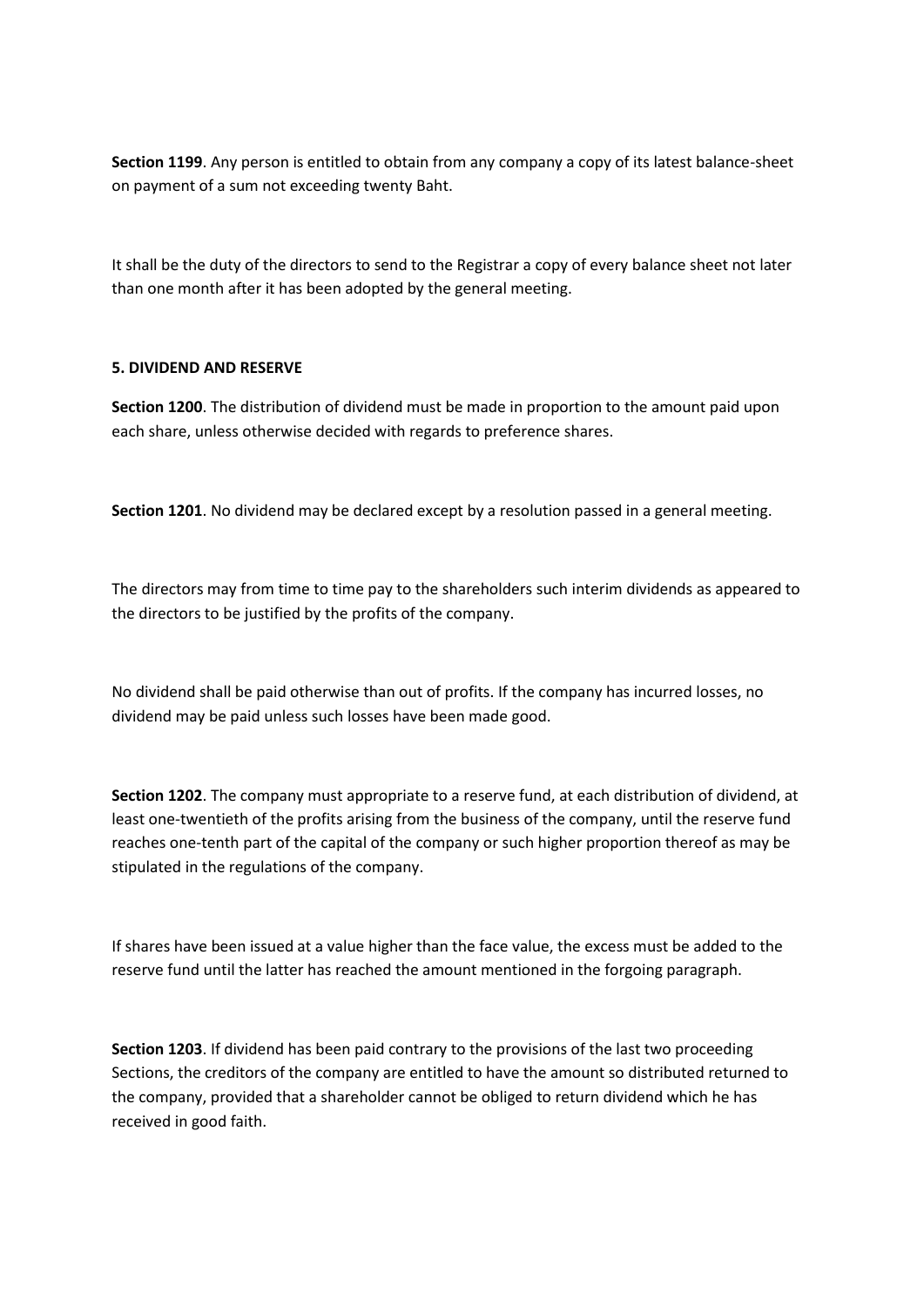**Section 1199**. Any person is entitled to obtain from any company a copy of its latest balance-sheet on payment of a sum not exceeding twenty Baht.

It shall be the duty of the directors to send to the Registrar a copy of every balance sheet not later than one month after it has been adopted by the general meeting.

#### 5. DIVIDEND AND RESERVE

**Section 1200**. The distribution of dividend must be made in proportion to the amount paid upon each share, unless otherwise decided with regards to preference shares.

**Section 1201**. No dividend may be declared except by a resolution passed in a general meeting.

The directors may from time to time pay to the shareholders such interim dividends as appeared to the directors to be justified by the profits of the company.

No dividend shall be paid otherwise than out of profits. If the company has incurred losses, no dividend may be paid unless such losses have been made good.

**Section 1202**. The company must appropriate to a reserve fund, at each distribution of dividend, at least one-twentieth of the profits arising from the business of the company, until the reserve fund reaches one-tenth part of the capital of the company or such higher proportion thereof as may be stipulated in the regulations of the company.

If shares have been issued at a value higher than the face value, the excess must be added to the reserve fund until the latter has reached the amount mentioned in the forgoing paragraph.

**Section 1203**. If dividend has been paid contrary to the provisions of the last two proceeding Sections, the creditors of the company are entitled to have the amount so distributed returned to the company, provided that a shareholder cannot be obliged to return dividend which he has received in good faith.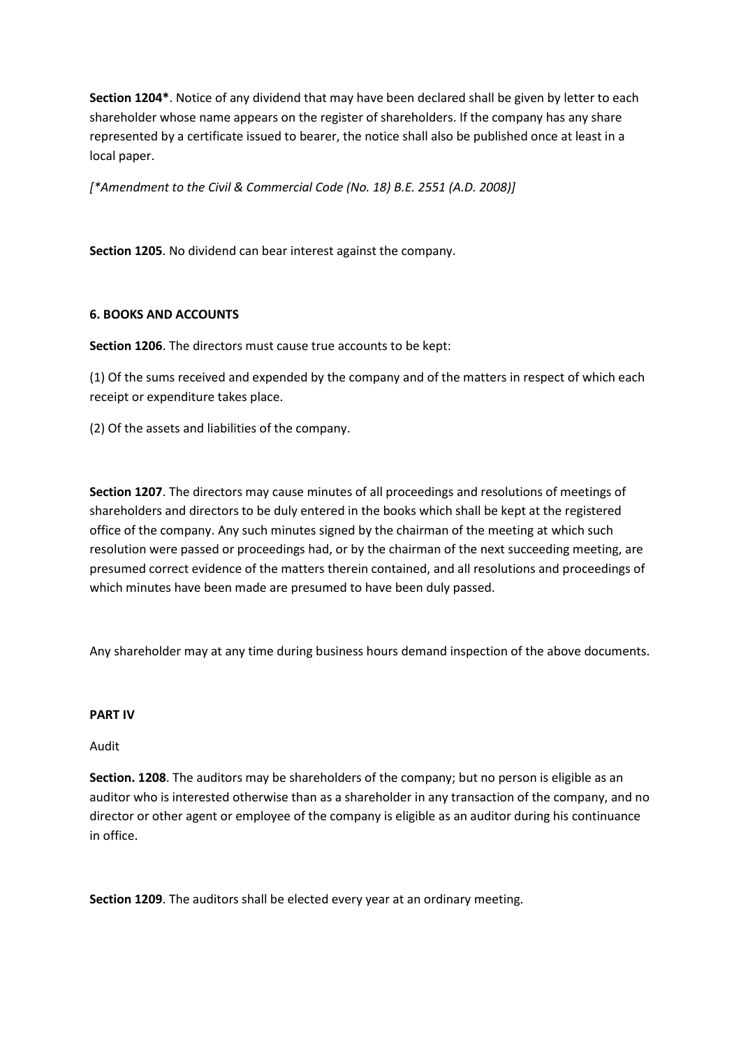**Section 1204***. Notice of any dividend that may have been declared shall be given by letter to each shareholder whose name appears on the register of shareholders. If the company has any share represented by a certificate issued to bearer, the notice shall also be published once at least in a local paper.

*[*Amendment to the Civil & Commercial Code (No. 18) B.E. 2551 (A.D. 2008)]*

**Section 1205**. No dividend can bear interest against the company.

**6. BOOKS AND ACCOUNTS**

**Section 1206**. The directors must cause true accounts to be kept:

(1) Of the sums received and expended by the company and of the matters in respect of which each receipt or expenditure takes place.

(2) Of the assets and liabilities of the company.

**Section 1207**. The directors may cause minutes of all proceedings and resolutions of meetings of shareholders and directors to be duly entered in the books which shall be kept at the registered office of the company. Any such minutes signed by the chairman of the meeting at which such resolution were passed or proceedings had, or by the chairman of the next succeeding meeting, are presumed correct evidence of the matters therein contained, and all resolutions and proceedings of which minutes have been made are presumed to have been duly passed.

Any shareholder may at any time during business hours demand inspection of the above documents.

**PART IV**

Audit

**Section. 1208**. The auditors may be shareholders of the company; but no person is eligible as an auditor who is interested otherwise than as a shareholder in any transaction of the company, and no director or other agent or employee of the company is eligible as an auditor during his continuance in office.

**Section 1209**. The auditors shall be elected every year at an ordinary meeting.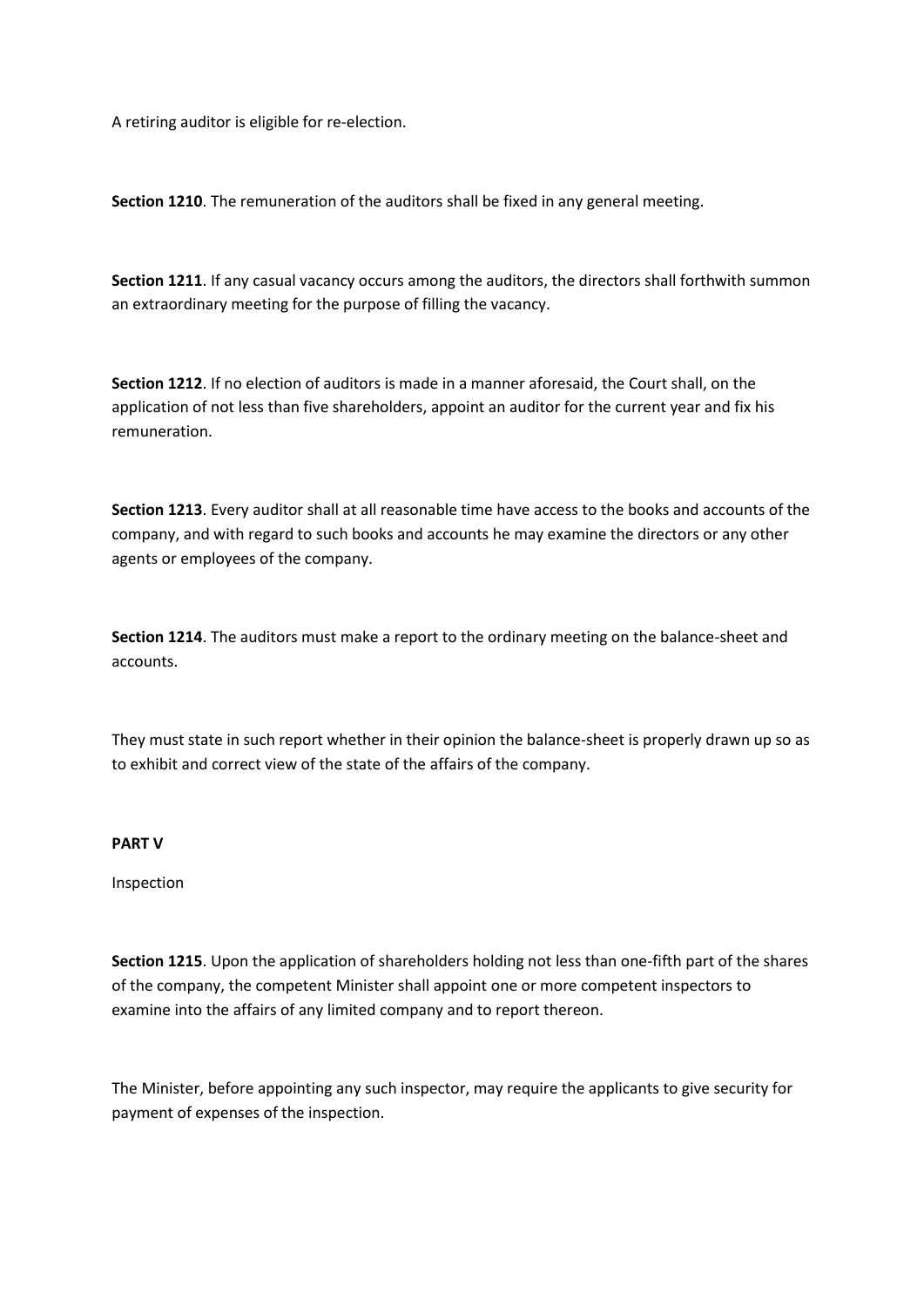A retiring auditor is eligible for re-election.

**Section 1210**. The remuneration of the auditors shall be fixed in any general meeting.

**Section 1211**. If any casual vacancy occurs among the auditors, the directors shall forthwith summon an extraordinary meeting for the purpose of filling the vacancy.

**Section 1212**. If no election of auditors is made in a manner aforesaid, the Court shall, on the application of not less than five shareholders, appoint an auditor for the current year and fix his remuneration.

**Section 1213**. Every auditor shall at all reasonable time have access to the books and accounts of the company, and with regard to such books and accounts he may examine the directors or any other agents or employees of the company.

**Section 1214**. The auditors must make a report to the ordinary meeting on the balance-sheet and accounts.

They must state in such report whether in their opinion the balance-sheet is properly drawn up so as to exhibit and correct view of the state of the affairs of the company.

**PART V**

Inspection

**Section 1215**. Upon the application of shareholders holding not less than one-fifth part of the shares of the company, the competent Minister shall appoint one or more competent inspectors to examine into the affairs of any limited company and to report thereon.

The Minister, before appointing any such inspector, may require the applicants to give security for payment of expenses of the inspection.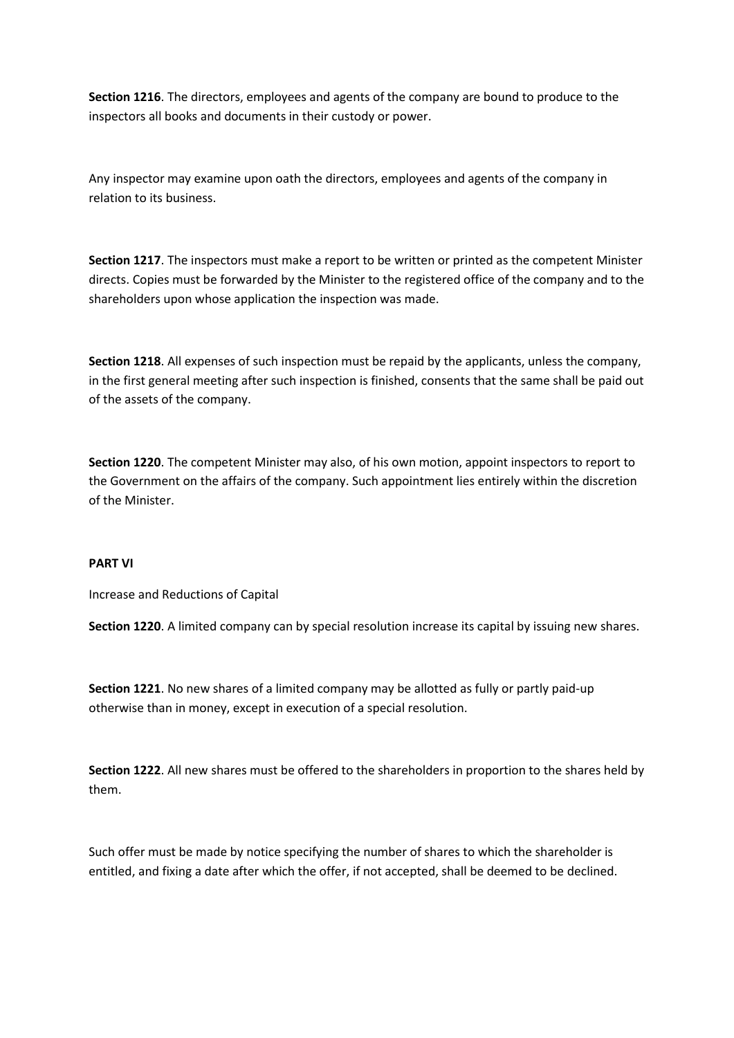**Section 1216**. The directors, employees and agents of the company are bound to produce to the inspectors all books and documents in their custody or power.

Any inspector may examine upon oath the directors, employees and agents of the company in relation to its business.

**Section 1217**. The inspectors must make a report to be written or printed as the competent Minister directs. Copies must be forwarded by the Minister to the registered office of the company and to the shareholders upon whose application the inspection was made.

**Section 1218**. All expenses of such inspection must be repaid by the applicants, unless the company, in the first general meeting after such inspection is finished, consents that the same shall be paid out of the assets of the company.

**Section 1220**. The competent Minister may also, of his own motion, appoint inspectors to report to the Government on the affairs of the company. Such appointment lies entirely within the discretion of the Minister.

**PART VI**

Increase and Reductions of Capital

**Section 1220**. A limited company can by special resolution increase its capital by issuing new shares.

**Section 1221**. No new shares of a limited company may be allotted as fully or partly paid-up otherwise than in money, except in execution of a special resolution.

**Section 1222**. All new shares must be offered to the shareholders in proportion to the shares held by them.

Such offer must be made by notice specifying the number of shares to which the shareholder is entitled, and fixing a date after which the offer, if not accepted, shall be deemed to be declined.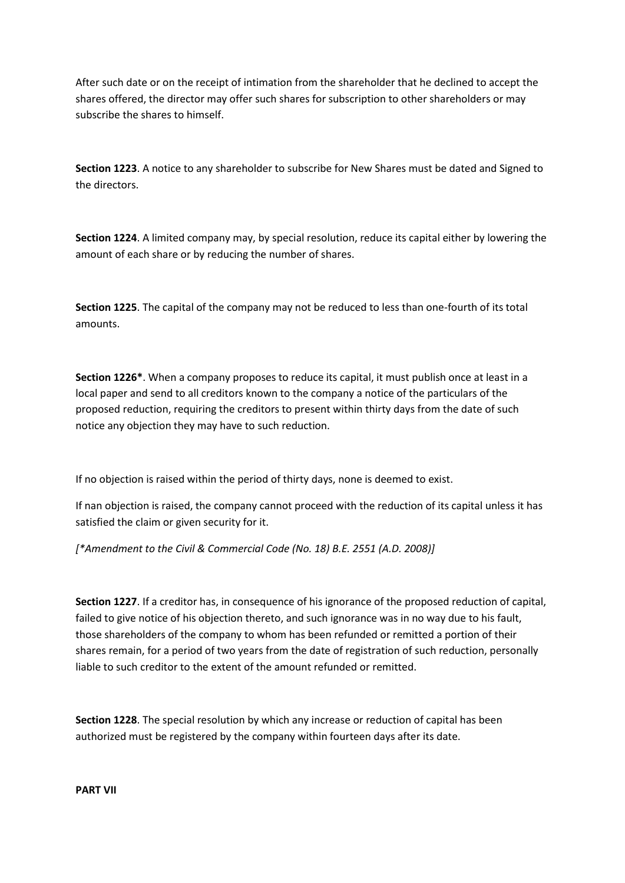After such date or on the receipt of intimation from the shareholder that he declined to accept the shares offered, the director may offer such shares for subscription to other shareholders or may subscribe the shares to himself.

**Section 1223**. A notice to any shareholder to subscribe for New Shares must be dated and Signed to the directors.

**Section 1224**. A limited company may, by special resolution, reduce its capital either by lowering the amount of each share or by reducing the number of shares.

**Section 1225**. The capital of the company may not be reduced to less than one-fourth of its total amounts.

**Section 1226***. When a company proposes to reduce its capital, it must publish once at least in a local paper and send to all creditors known to the company a notice of the particulars of the proposed reduction, requiring the creditors to present within thirty days from the date of such notice any objection they may have to such reduction.

If no objection is raised within the period of thirty days, none is deemed to exist.

If nan objection is raised, the company cannot proceed with the reduction of its capital unless it has satisfied the claim or given security for it.

*[*Amendment to the Civil & Commercial Code (No. 18) B.E. 2551 (A.D. 2008)]*

**Section 1227**. If a creditor has, in consequence of his ignorance of the proposed reduction of capital, failed to give notice of his objection thereto, and such ignorance was in no way due to his fault, those shareholders of the company to whom has been refunded or remitted a portion of their shares remain, for a period of two years from the date of registration of such reduction, personally liable to such creditor to the extent of the amount refunded or remitted.

**Section 1228**. The special resolution by which any increase or reduction of capital has been authorized must be registered by the company within fourteen days after its date.

**PART VII**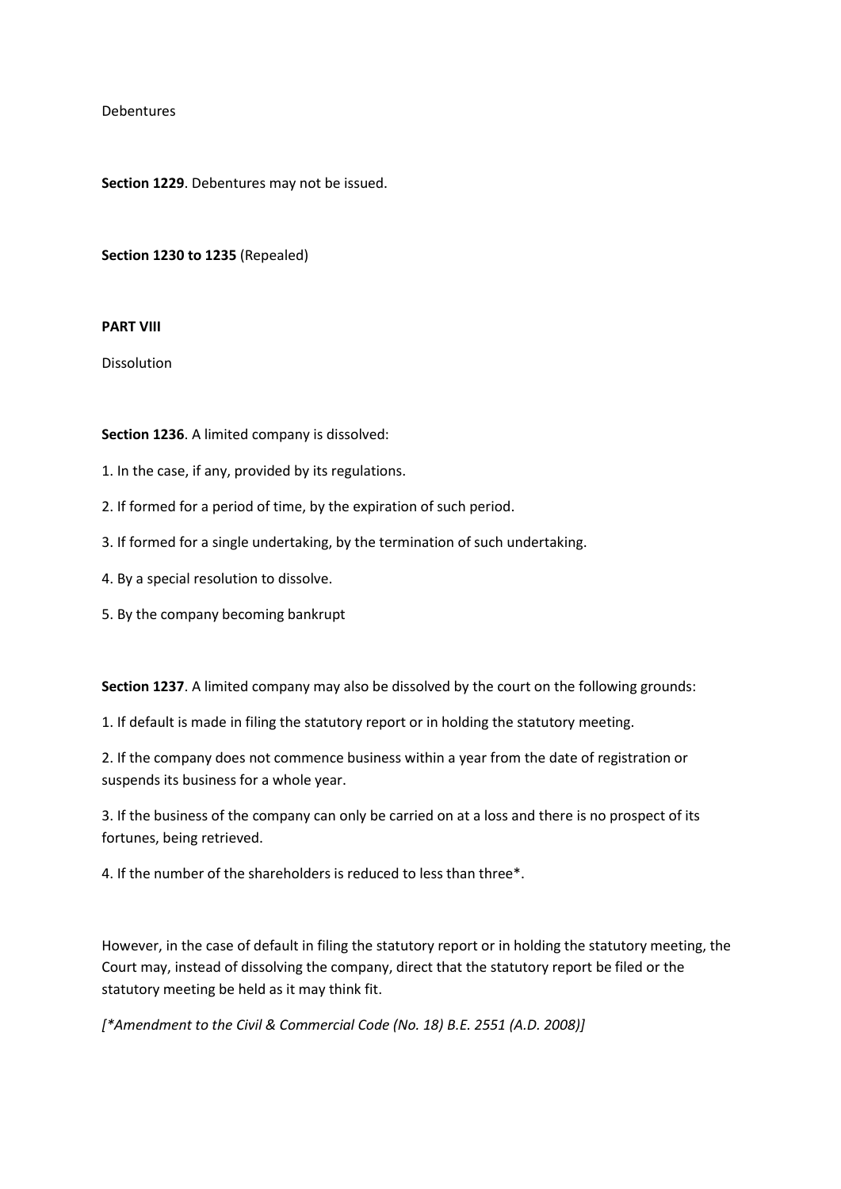Debentures

**Section 1229**. Debentures may not be issued.

**Section 1230 to 1235** (Repealed)

**PART VIII**

Dissolution

**Section 1236**. A limited company is dissolved:

1. In the case, if any, provided by its regulations.
2. If formed for a period of time, by the expiration of such period.
3. If formed for a single undertaking, by the termination of such undertaking.
4. By a special resolution to dissolve.
5. By the company becoming bankrupt

**Section 1237**. A limited company may also be dissolved by the court on the following grounds:

1. If default is made in filing the statutory report or in holding the statutory meeting.
2. If the company does not commence business within a year from the date of registration or suspends its business for a whole year.
3. If the business of the company can only be carried on at a loss and there is no prospect of its fortunes, being retrieved.
4. If the number of the shareholders is reduced to less than three*.

However, in the case of default in filing the statutory report or in holding the statutory meeting, the Court may, instead of dissolving the company, direct that the statutory report be filed or the statutory meeting be held as it may think fit.

*[*Amendment to the Civil & Commercial Code (No. 18) B.E. 2551 (A.D. 2008)]*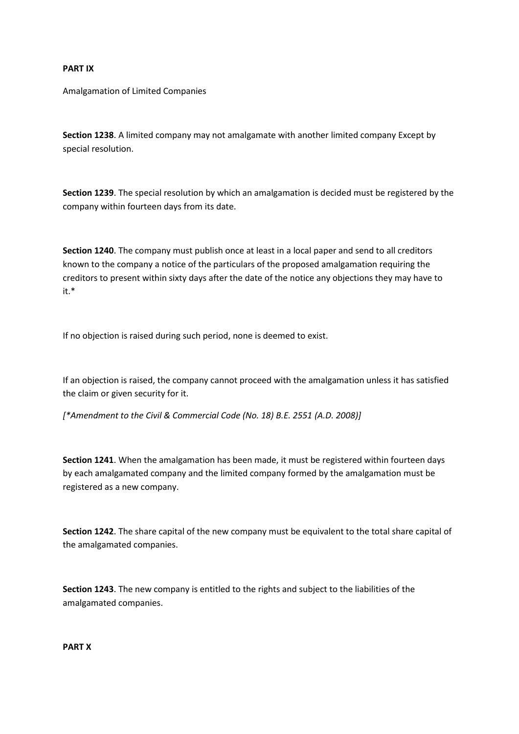**PART IX**

Amalgamation of Limited Companies

**Section 1238**. A limited company may not amalgamate with another limited company Except by special resolution.

**Section 1239**. The special resolution by which an amalgamation is decided must be registered by the company within fourteen days from its date.

**Section 1240**. The company must publish once at least in a local paper and send to all creditors known to the company a notice of the particulars of the proposed amalgamation requiring the creditors to present within sixty days after the date of the notice any objections they may have to it.*

If no objection is raised during such period, none is deemed to exist.

If an objection is raised, the company cannot proceed with the amalgamation unless it has satisfied the claim or given security for it.

*[*Amendment to the Civil & Commercial Code (No. 18) B.E. 2551 (A.D. 2008)]*

**Section 1241**. When the amalgamation has been made, it must be registered within fourteen days by each amalgamated company and the limited company formed by the amalgamation must be registered as a new company.

**Section 1242**. The share capital of the new company must be equivalent to the total share capital of the amalgamated companies.

**Section 1243**. The new company is entitled to the rights and subject to the liabilities of the amalgamated companies.

**PART X**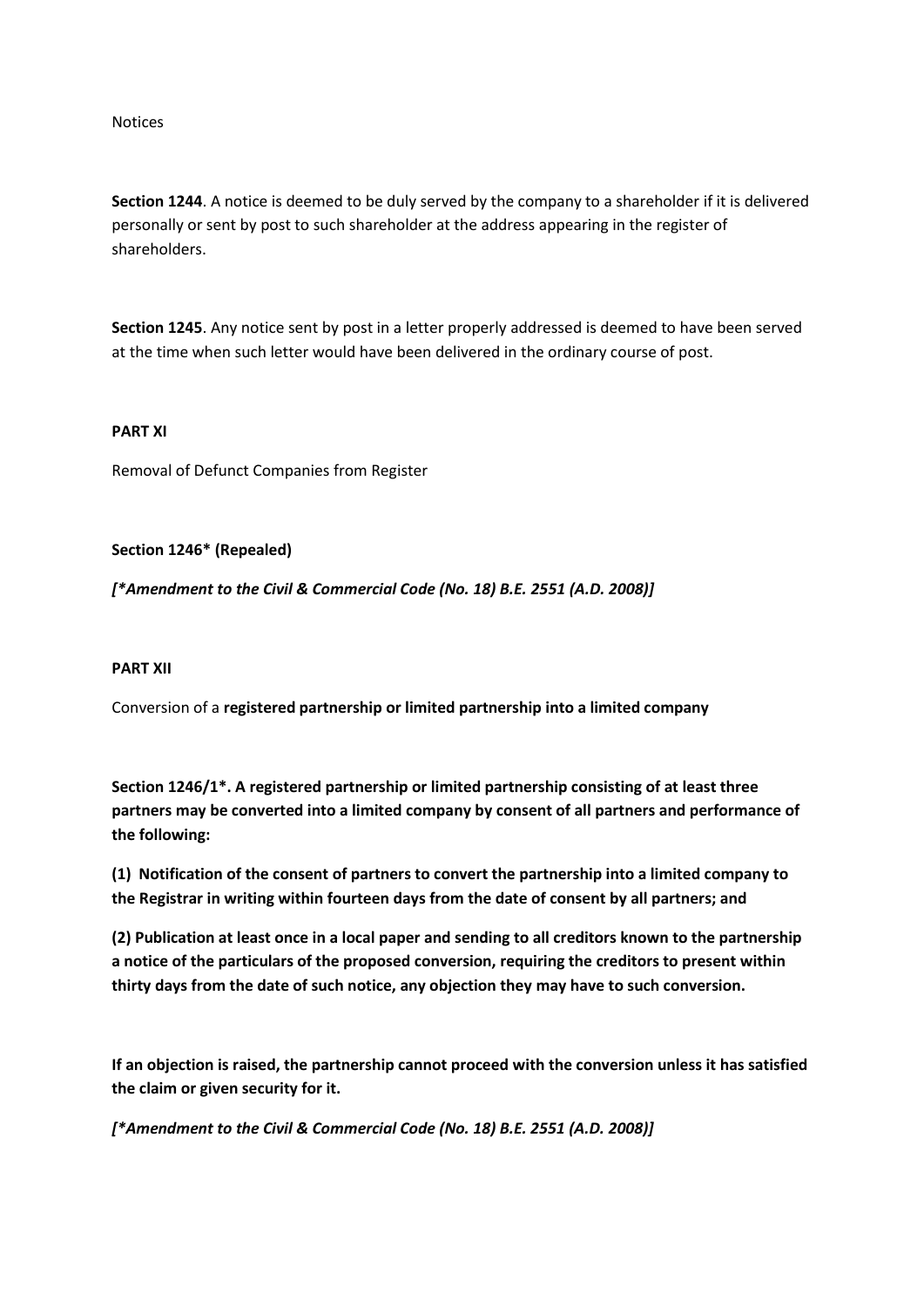Notices

**Section 1244**. A notice is deemed to be duly served by the company to a shareholder if it is delivered personally or sent by post to such shareholder at the address appearing in the register of shareholders.

**Section 1245**. Any notice sent by post in a letter properly addressed is deemed to have been served at the time when such letter would have been delivered in the ordinary course of post.

**PART XI**

Removal of Defunct Companies from Register

**Section 1246* (Repealed)**

***[*Amendment to the Civil & Commercial Code (No. 18) B.E. 2551 (A.D. 2008)]***

**PART XII**

Conversion of a **registered partnership or limited partnership into a limited company**

**Section 1246/1*. A registered partnership or limited partnership consisting of at least three partners may be converted into a limited company by consent of all partners and performance of the following:**

**(1) Notification of the consent of partners to convert the partnership into a limited company to the Registrar in writing within fourteen days from the date of consent by all partners; and**

**(2) Publication at least once in a local paper and sending to all creditors known to the partnership a notice of the particulars of the proposed conversion, requiring the creditors to present within thirty days from the date of such notice, any objection they may have to such conversion.**

**If an objection is raised, the partnership cannot proceed with the conversion unless it has satisfied the claim or given security for it.**

***[*Amendment to the Civil & Commercial Code (No. 18) B.E. 2551 (A.D. 2008)]***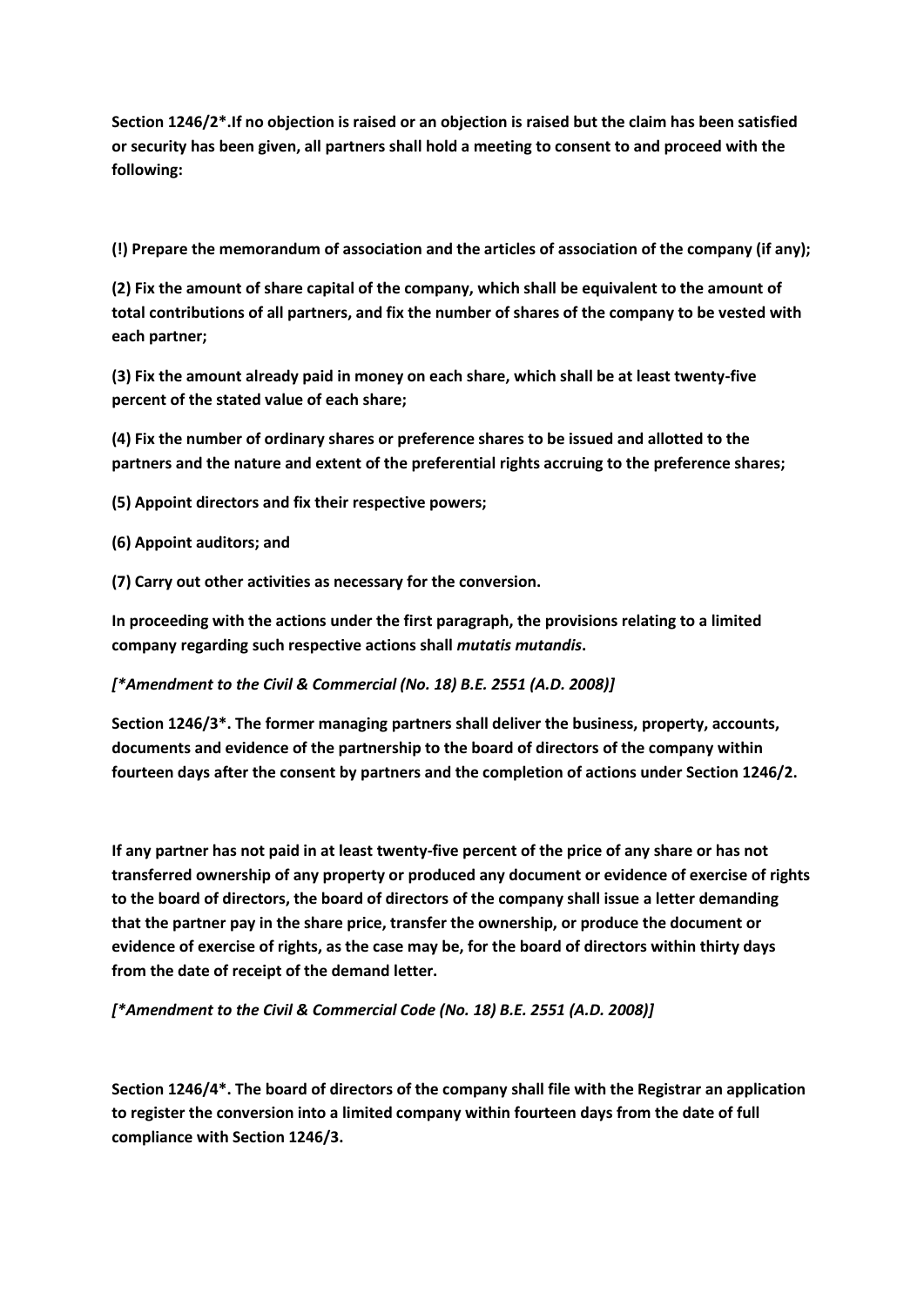**Section 1246/2*.If no objection is raised or an objection is raised but the claim has been satisfied or security has been given, all partners shall hold a meeting to consent to and proceed with the following:**

**(!) Prepare the memorandum of association and the articles of association of the company (if any);**

**(2) Fix the amount of share capital of the company, which shall be equivalent to the amount of total contributions of all partners, and fix the number of shares of the company to be vested with each partner;**

**(3) Fix the amount already paid in money on each share, which shall be at least twenty-five percent of the stated value of each share;**

**(4) Fix the number of ordinary shares or preference shares to be issued and allotted to the partners and the nature and extent of the preferential rights accruing to the preference shares;**

**(5) Appoint directors and fix their respective powers;**

**(6) Appoint auditors; and**

**(7) Carry out other activities as necessary for the conversion.**

**In proceeding with the actions under the first paragraph, the provisions relating to a limited company regarding such respective actions shall *mutatis mutandis*.**

***[*Amendment to the Civil & Commercial (No. 18) B.E. 2551 (A.D. 2008)]***

**Section 1246/3*. The former managing partners shall deliver the business, property, accounts, documents and evidence of the partnership to the board of directors of the company within fourteen days after the consent by partners and the completion of actions under Section 1246/2.**

**If any partner has not paid in at least twenty-five percent of the price of any share or has not transferred ownership of any property or produced any document or evidence of exercise of rights to the board of directors, the board of directors of the company shall issue a letter demanding that the partner pay in the share price, transfer the ownership, or produce the document or evidence of exercise of rights, as the case may be, for the board of directors within thirty days from the date of receipt of the demand letter.**

***[*Amendment to the Civil & Commercial Code (No. 18) B.E. 2551 (A.D. 2008)]***

**Section 1246/4*. The board of directors of the company shall file with the Registrar an application to register the conversion into a limited company within fourteen days from the date of full compliance with Section 1246/3.**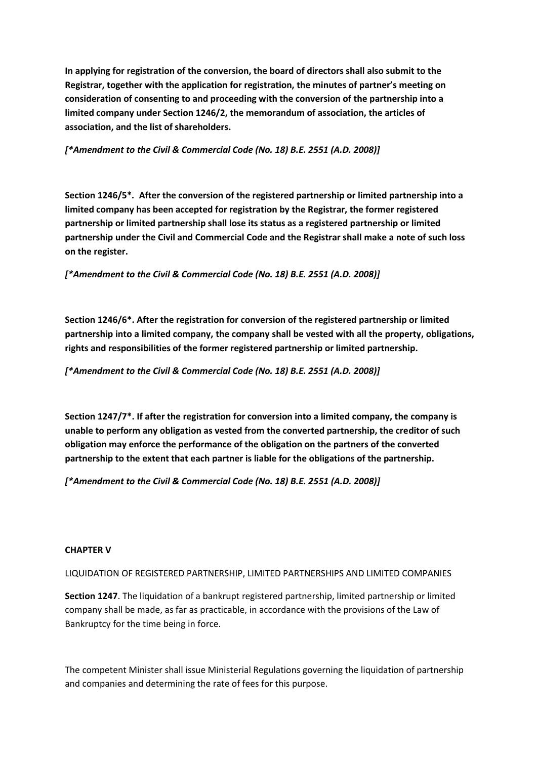**In applying for registration of the conversion, the board of directors shall also submit to the Registrar, together with the application for registration, the minutes of partner's meeting on consideration of consenting to and proceeding with the conversion of the partnership into a limited company under Section 1246/2, the memorandum of association, the articles of association, and the list of shareholders.**

***[*Amendment to the Civil & Commercial Code (No. 18) B.E. 2551 (A.D. 2008)]***

**Section 1246/5*. After the conversion of the registered partnership or limited partnership into a limited company has been accepted for registration by the Registrar, the former registered partnership or limited partnership shall lose its status as a registered partnership or limited partnership under the Civil and Commercial Code and the Registrar shall make a note of such loss on the register.**

***[*Amendment to the Civil & Commercial Code (No. 18) B.E. 2551 (A.D. 2008)]***

**Section 1246/6*. After the registration for conversion of the registered partnership or limited partnership into a limited company, the company shall be vested with all the property, obligations, rights and responsibilities of the former registered partnership or limited partnership.**

***[*Amendment to the Civil & Commercial Code (No. 18) B.E. 2551 (A.D. 2008)]***

**Section 1247/7*. If after the registration for conversion into a limited company, the company is unable to perform any obligation as vested from the converted partnership, the creditor of such obligation may enforce the performance of the obligation on the partners of the converted partnership to the extent that each partner is liable for the obligations of the partnership.**

***[*Amendment to the Civil & Commercial Code (No. 18) B.E. 2551 (A.D. 2008)]***

**CHAPTER V**

LIQUIDATION OF REGISTERED PARTNERSHIP, LIMITED PARTNERSHIPS AND LIMITED COMPANIES

**Section 1247**. The liquidation of a bankrupt registered partnership, limited partnership or limited company shall be made, as far as practicable, in accordance with the provisions of the Law of Bankruptcy for the time being in force.

The competent Minister shall issue Ministerial Regulations governing the liquidation of partnership and companies and determining the rate of fees for this purpose.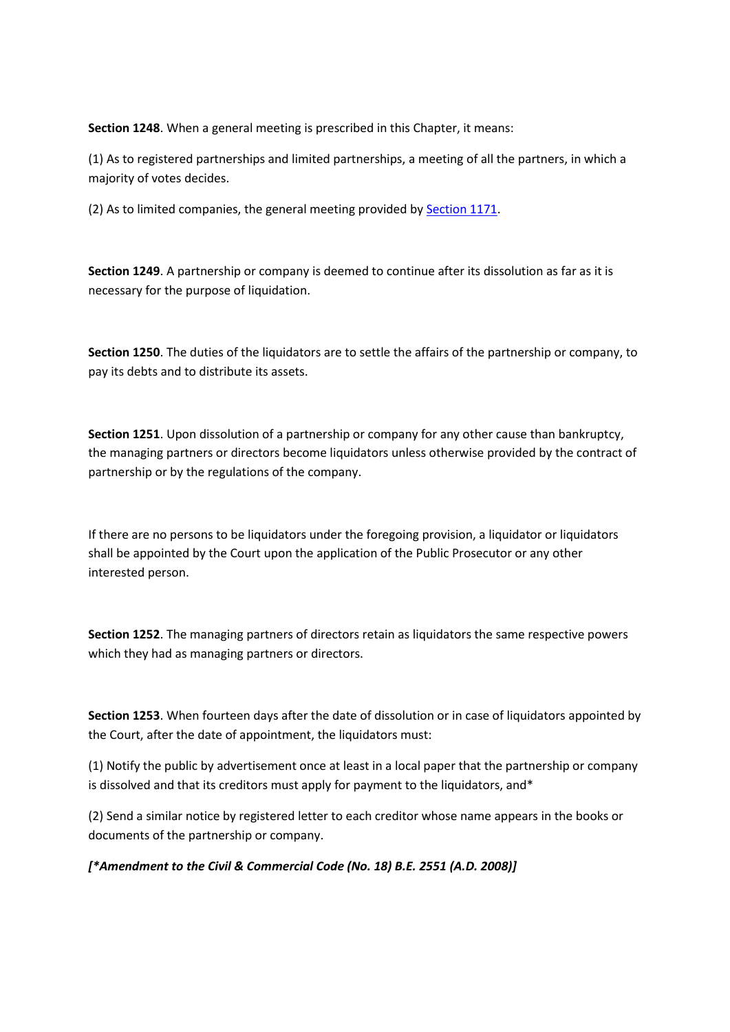**Section 1248**. When a general meeting is prescribed in this Chapter, it means:

(1) As to registered partnerships and limited partnerships, a meeting of all the partners, in which a majority of votes decides.

(2) As to limited companies, the general meeting provided by Section 1171.

**Section 1249**. A partnership or company is deemed to continue after its dissolution as far as it is necessary for the purpose of liquidation.

**Section 1250**. The duties of the liquidators are to settle the affairs of the partnership or company, to pay its debts and to distribute its assets.

**Section 1251**. Upon dissolution of a partnership or company for any other cause than bankruptcy, the managing partners or directors become liquidators unless otherwise provided by the contract of partnership or by the regulations of the company.

If there are no persons to be liquidators under the foregoing provision, a liquidator or liquidators shall be appointed by the Court upon the application of the Public Prosecutor or any other interested person.

**Section 1252**. The managing partners of directors retain as liquidators the same respective powers which they had as managing partners or directors.

**Section 1253**. When fourteen days after the date of dissolution or in case of liquidators appointed by the Court, after the date of appointment, the liquidators must:

(1) Notify the public by advertisement once at least in a local paper that the partnership or company is dissolved and that its creditors must apply for payment to the liquidators, and*

(2) Send a similar notice by registered letter to each creditor whose name appears in the books or documents of the partnership or company.

***[*Amendment to the Civil & Commercial Code (No. 18) B.E. 2551 (A.D. 2008)]***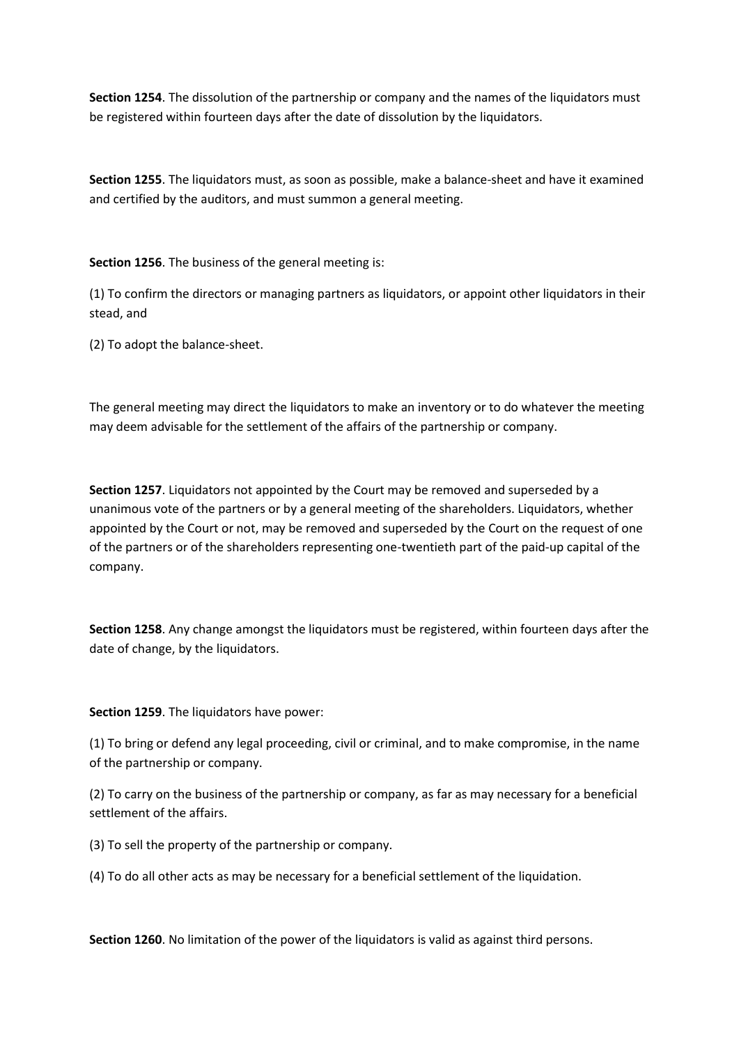**Section 1254**. The dissolution of the partnership or company and the names of the liquidators must be registered within fourteen days after the date of dissolution by the liquidators.

**Section 1255**. The liquidators must, as soon as possible, make a balance-sheet and have it examined and certified by the auditors, and must summon a general meeting.

**Section 1256**. The business of the general meeting is:

(1) To confirm the directors or managing partners as liquidators, or appoint other liquidators in their stead, and

(2) To adopt the balance-sheet.

The general meeting may direct the liquidators to make an inventory or to do whatever the meeting may deem advisable for the settlement of the affairs of the partnership or company.

**Section 1257**. Liquidators not appointed by the Court may be removed and superseded by a unanimous vote of the partners or by a general meeting of the shareholders. Liquidators, whether appointed by the Court or not, may be removed and superseded by the Court on the request of one of the partners or of the shareholders representing one-twentieth part of the paid-up capital of the company.

**Section 1258**. Any change amongst the liquidators must be registered, within fourteen days after the date of change, by the liquidators.

**Section 1259**. The liquidators have power:

(1) To bring or defend any legal proceeding, civil or criminal, and to make compromise, in the name of the partnership or company.

(2) To carry on the business of the partnership or company, as far as may necessary for a beneficial settlement of the affairs.

(3) To sell the property of the partnership or company.

(4) To do all other acts as may be necessary for a beneficial settlement of the liquidation.

**Section 1260**. No limitation of the power of the liquidators is valid as against third persons.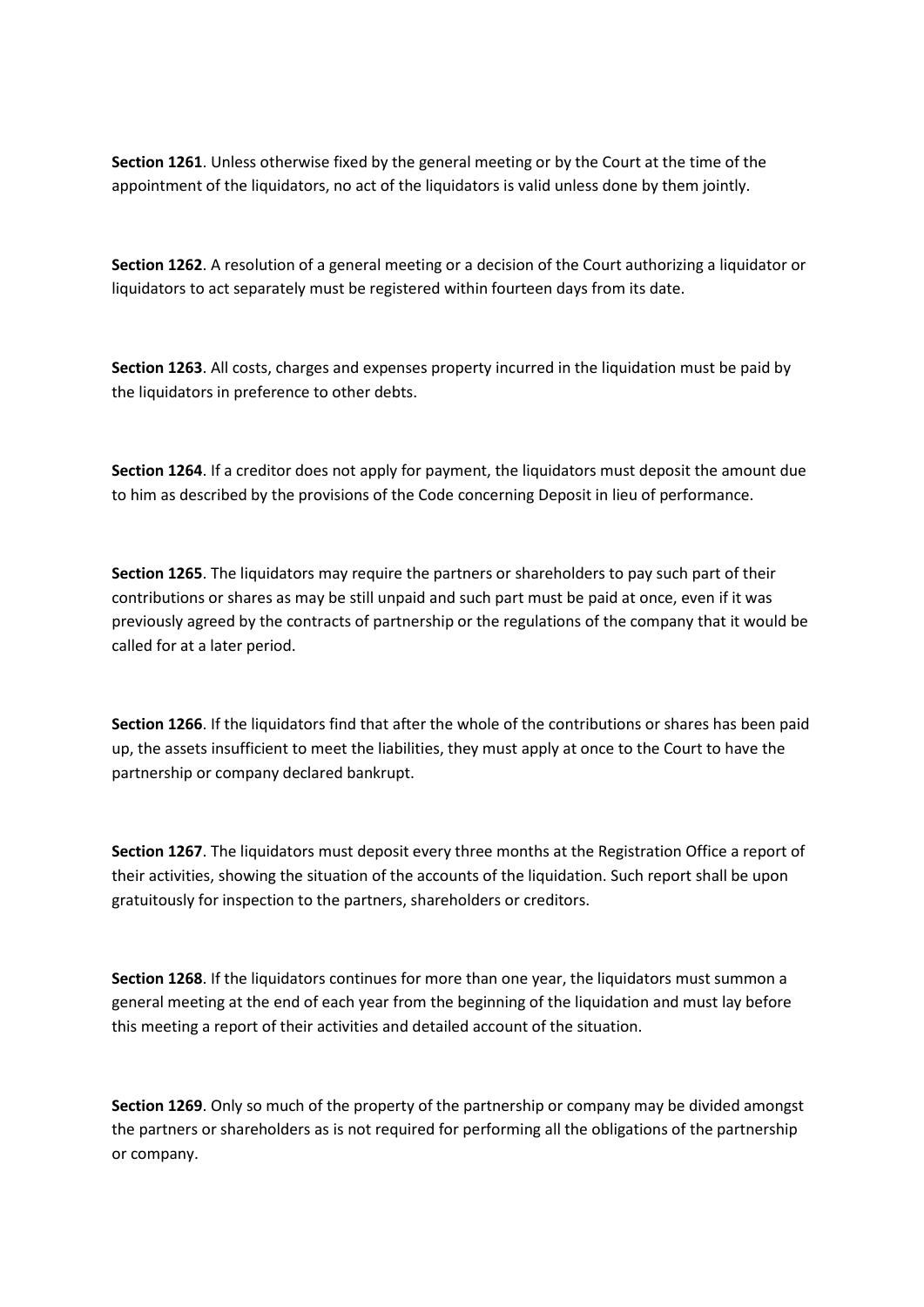**Section 1261**. Unless otherwise fixed by the general meeting or by the Court at the time of the appointment of the liquidators, no act of the liquidators is valid unless done by them jointly.

**Section 1262**. A resolution of a general meeting or a decision of the Court authorizing a liquidator or liquidators to act separately must be registered within fourteen days from its date.

**Section 1263**. All costs, charges and expenses property incurred in the liquidation must be paid by the liquidators in preference to other debts.

**Section 1264**. If a creditor does not apply for payment, the liquidators must deposit the amount due to him as described by the provisions of the Code concerning Deposit in lieu of performance.

**Section 1265**. The liquidators may require the partners or shareholders to pay such part of their contributions or shares as may be still unpaid and such part must be paid at once, even if it was previously agreed by the contracts of partnership or the regulations of the company that it would be called for at a later period.

**Section 1266**. If the liquidators find that after the whole of the contributions or shares has been paid up, the assets insufficient to meet the liabilities, they must apply at once to the Court to have the partnership or company declared bankrupt.

**Section 1267**. The liquidators must deposit every three months at the Registration Office a report of their activities, showing the situation of the accounts of the liquidation. Such report shall be upon gratuitously for inspection to the partners, shareholders or creditors.

**Section 1268**. If the liquidators continues for more than one year, the liquidators must summon a general meeting at the end of each year from the beginning of the liquidation and must lay before this meeting a report of their activities and detailed account of the situation.

**Section 1269**. Only so much of the property of the partnership or company may be divided amongst the partners or shareholders as is not required for performing all the obligations of the partnership or company.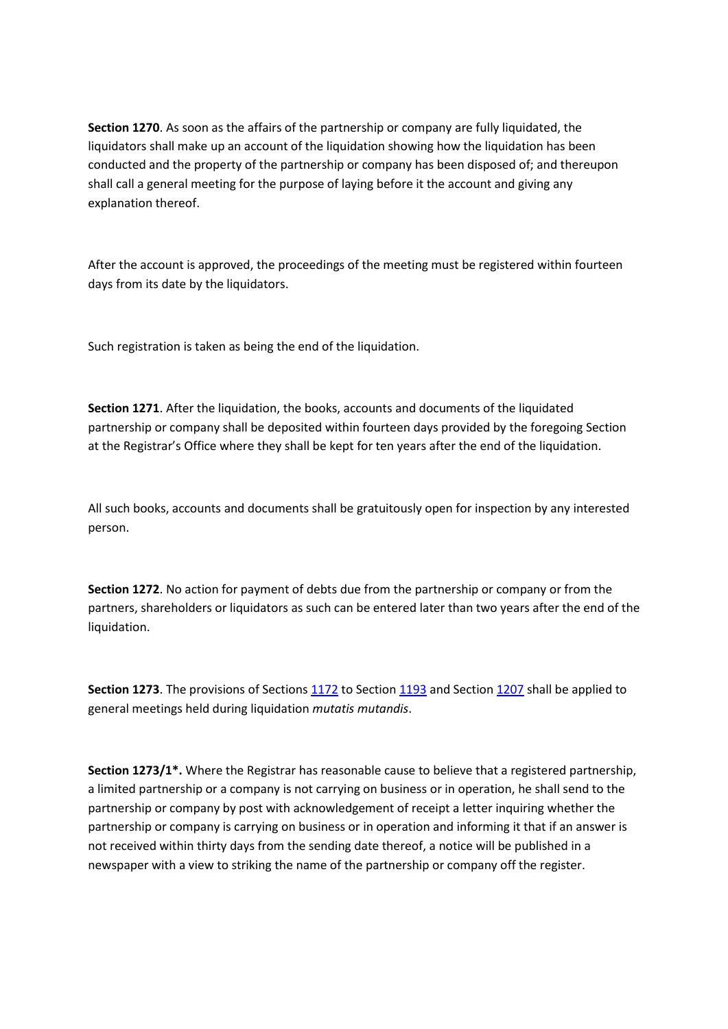**Section 1270**. As soon as the affairs of the partnership or company are fully liquidated, the liquidators shall make up an account of the liquidation showing how the liquidation has been conducted and the property of the partnership or company has been disposed of; and thereupon shall call a general meeting for the purpose of laying before it the account and giving any explanation thereof.

After the account is approved, the proceedings of the meeting must be registered within fourteen days from its date by the liquidators.

Such registration is taken as being the end of the liquidation.

**Section 1271**. After the liquidation, the books, accounts and documents of the liquidated partnership or company shall be deposited within fourteen days provided by the foregoing Section at the Registrar's Office where they shall be kept for ten years after the end of the liquidation.

All such books, accounts and documents shall be gratuitously open for inspection by any interested person.

**Section 1272**. No action for payment of debts due from the partnership or company or from the partners, shareholders or liquidators as such can be entered later than two years after the end of the liquidation.

**Section 1273**. The provisions of Sections 1172 to Section 1193 and Section 1207 shall be applied to general meetings held during liquidation *mutatis mutandis*.

**Section 1273/1*.** Where the Registrar has reasonable cause to believe that a registered partnership, a limited partnership or a company is not carrying on business or in operation, he shall send to the partnership or company by post with acknowledgement of receipt a letter inquiring whether the partnership or company is carrying on business or in operation and informing it that if an answer is not received within thirty days from the sending date thereof, a notice will be published in a newspaper with a view to striking the name of the partnership or company off the register.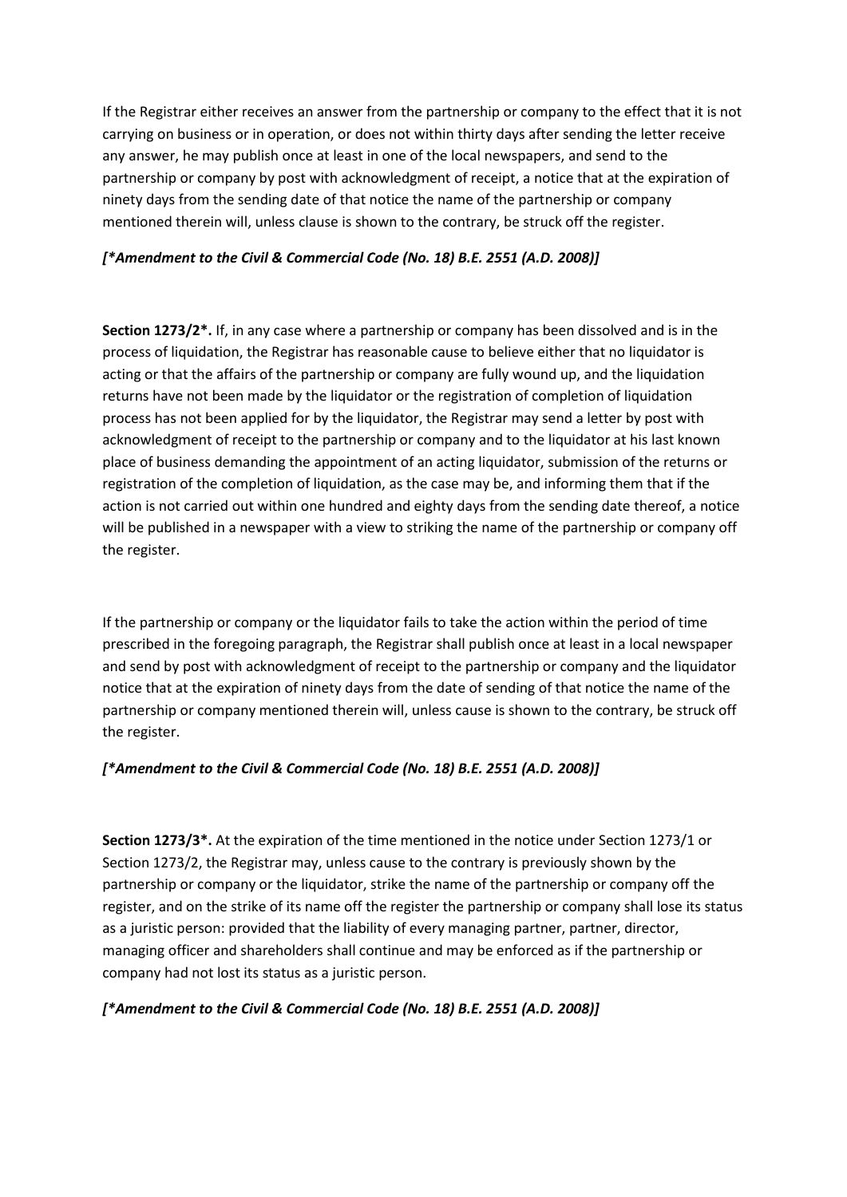If the Registrar either receives an answer from the partnership or company to the effect that it is not carrying on business or in operation, or does not within thirty days after sending the letter receive any answer, he may publish once at least in one of the local newspapers, and send to the partnership or company by post with acknowledgment of receipt, a notice that at the expiration of ninety days from the sending date of that notice the name of the partnership or company mentioned therein will, unless clause is shown to the contrary, be struck off the register.

***[*Amendment to the Civil & Commercial Code (No. 18) B.E. 2551 (A.D. 2008)]***

**Section 1273/2*.** If, in any case where a partnership or company has been dissolved and is in the process of liquidation, the Registrar has reasonable cause to believe either that no liquidator is acting or that the affairs of the partnership or company are fully wound up, and the liquidation returns have not been made by the liquidator or the registration of completion of liquidation process has not been applied for by the liquidator, the Registrar may send a letter by post with acknowledgment of receipt to the partnership or company and to the liquidator at his last known place of business demanding the appointment of an acting liquidator, submission of the returns or registration of the completion of liquidation, as the case may be, and informing them that if the action is not carried out within one hundred and eighty days from the sending date thereof, a notice will be published in a newspaper with a view to striking the name of the partnership or company off the register.

If the partnership or company or the liquidator fails to take the action within the period of time prescribed in the foregoing paragraph, the Registrar shall publish once at least in a local newspaper and send by post with acknowledgment of receipt to the partnership or company and the liquidator notice that at the expiration of ninety days from the date of sending of that notice the name of the partnership or company mentioned therein will, unless cause is shown to the contrary, be struck off the register.

***[*Amendment to the Civil & Commercial Code (No. 18) B.E. 2551 (A.D. 2008)]***

**Section 1273/3*.** At the expiration of the time mentioned in the notice under Section 1273/1 or Section 1273/2, the Registrar may, unless cause to the contrary is previously shown by the partnership or company or the liquidator, strike the name of the partnership or company off the register, and on the strike of its name off the register the partnership or company shall lose its status as a juristic person: provided that the liability of every managing partner, partner, director, managing officer and shareholders shall continue and may be enforced as if the partnership or company had not lost its status as a juristic person.

***[*Amendment to the Civil & Commercial Code (No. 18) B.E. 2551 (A.D. 2008)]***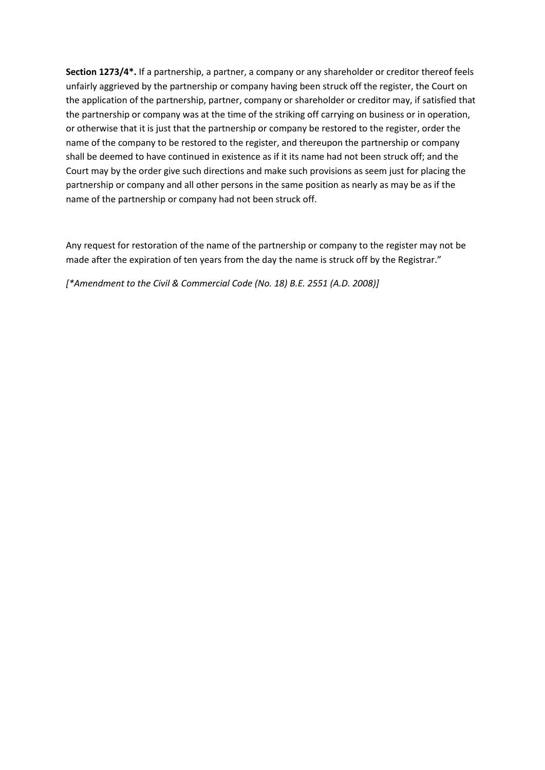**Section 1273/4*.** If a partnership, a partner, a company or any shareholder or creditor thereof feels unfairly aggrieved by the partnership or company having been struck off the register, the Court on the application of the partnership, partner, company or shareholder or creditor may, if satisfied that the partnership or company was at the time of the striking off carrying on business or in operation, or otherwise that it is just that the partnership or company be restored to the register, order the name of the company to be restored to the register, and thereupon the partnership or company shall be deemed to have continued in existence as if it its name had not been struck off; and the Court may by the order give such directions and make such provisions as seem just for placing the partnership or company and all other persons in the same position as nearly as may be as if the name of the partnership or company had not been struck off.

Any request for restoration of the name of the partnership or company to the register may not be made after the expiration of ten years from the day the name is struck off by the Registrar."

*[*Amendment to the Civil & Commercial Code (No. 18) B.E. 2551 (A.D. 2008)]*